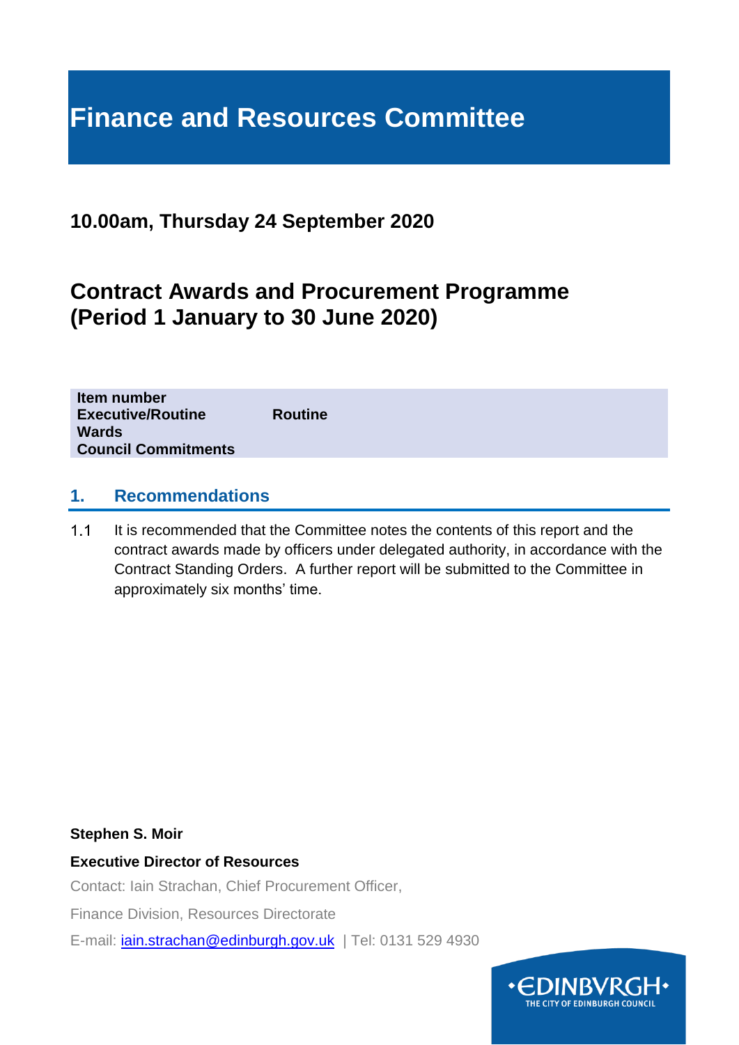# Finance and Resources Committee

## 10.00am, Thursday 24 September 2020

## Contract Awards and Procurement Programme (Period 1 January to 30 June 2020)

| | |
|---|---|
| **Item number** | |
| **Executive/Routine** | **Routine** |
| **Wards** | |
| **Council Commitments** | |

## 1. Recommendations

1.1 It is recommended that the Committee notes the contents of this report and the contract awards made by officers under delegated authority, in accordance with the Contract Standing Orders. A further report will be submitted to the Committee in approximately six months' time.

**Stephen S. Moir**

**Executive Director of Resources**

Contact: Iain Strachan, Chief Procurement Officer,

Finance Division, Resources Directorate

E-mail: iain.strachan@edinburgh.gov.uk | Tel: 0131 529 4930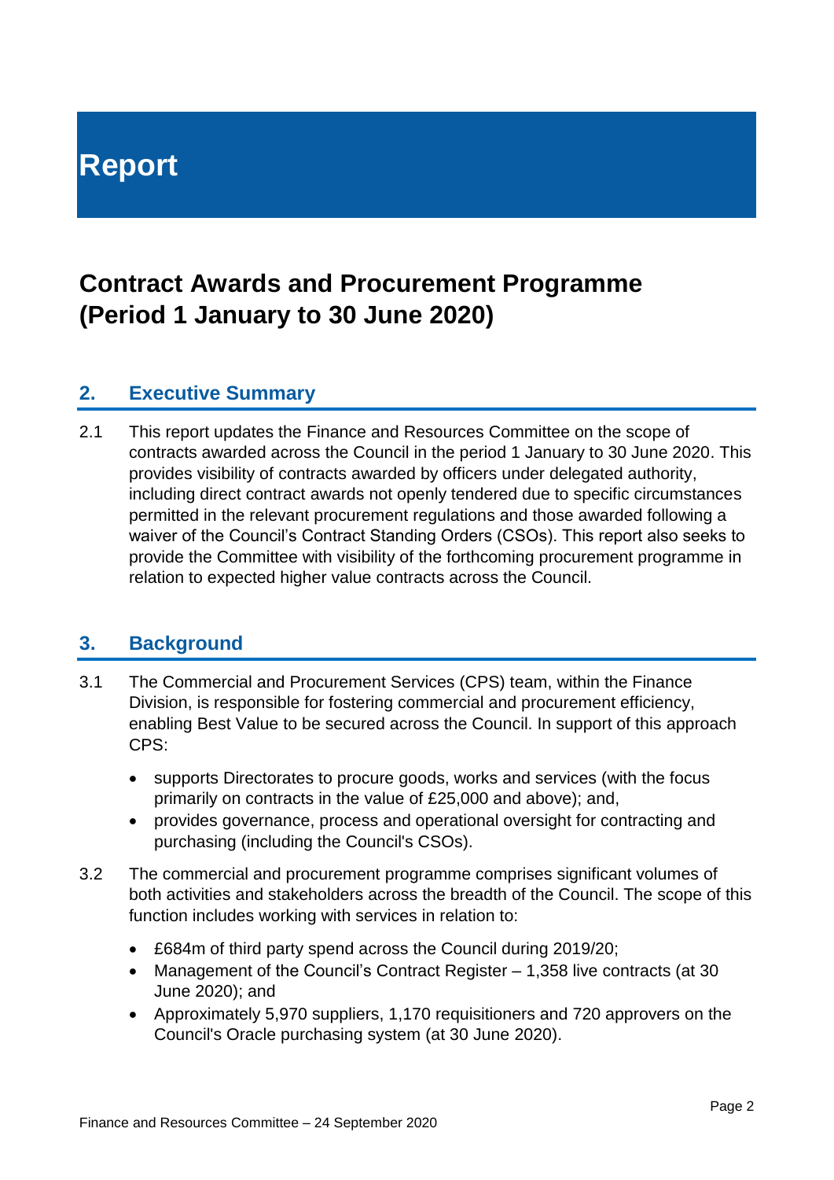# Report

## Contract Awards and Procurement Programme (Period 1 January to 30 June 2020)

## 2. Executive Summary

2.1 This report updates the Finance and Resources Committee on the scope of contracts awarded across the Council in the period 1 January to 30 June 2020. This provides visibility of contracts awarded by officers under delegated authority, including direct contract awards not openly tendered due to specific circumstances permitted in the relevant procurement regulations and those awarded following a waiver of the Council's Contract Standing Orders (CSOs). This report also seeks to provide the Committee with visibility of the forthcoming procurement programme in relation to expected higher value contracts across the Council.

## 3. Background

3.1 The Commercial and Procurement Services (CPS) team, within the Finance Division, is responsible for fostering commercial and procurement efficiency, enabling Best Value to be secured across the Council. In support of this approach CPS:

- supports Directorates to procure goods, works and services (with the focus primarily on contracts in the value of £25,000 and above); and,
- provides governance, process and operational oversight for contracting and purchasing (including the Council's CSOs).

3.2 The commercial and procurement programme comprises significant volumes of both activities and stakeholders across the breadth of the Council. The scope of this function includes working with services in relation to:

- £684m of third party spend across the Council during 2019/20;
- Management of the Council's Contract Register – 1,358 live contracts (at 30 June 2020); and
- Approximately 5,970 suppliers, 1,170 requisitioners and 720 approvers on the Council's Oracle purchasing system (at 30 June 2020).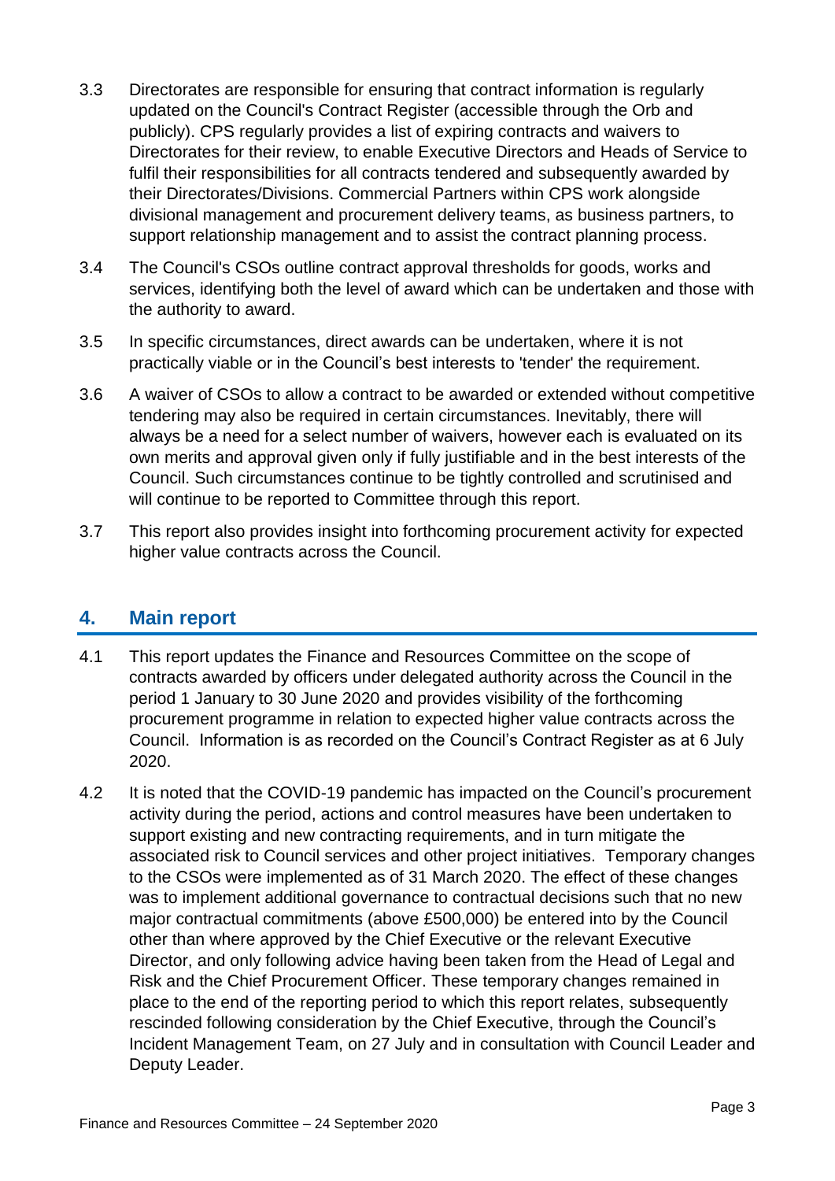3.3 Directorates are responsible for ensuring that contract information is regularly updated on the Council's Contract Register (accessible through the Orb and publicly). CPS regularly provides a list of expiring contracts and waivers to Directorates for their review, to enable Executive Directors and Heads of Service to fulfil their responsibilities for all contracts tendered and subsequently awarded by their Directorates/Divisions. Commercial Partners within CPS work alongside divisional management and procurement delivery teams, as business partners, to support relationship management and to assist the contract planning process.

3.4 The Council's CSOs outline contract approval thresholds for goods, works and services, identifying both the level of award which can be undertaken and those with the authority to award.

3.5 In specific circumstances, direct awards can be undertaken, where it is not practically viable or in the Council's best interests to 'tender' the requirement.

3.6 A waiver of CSOs to allow a contract to be awarded or extended without competitive tendering may also be required in certain circumstances. Inevitably, there will always be a need for a select number of waivers, however each is evaluated on its own merits and approval given only if fully justifiable and in the best interests of the Council. Such circumstances continue to be tightly controlled and scrutinised and will continue to be reported to Committee through this report.

3.7 This report also provides insight into forthcoming procurement activity for expected higher value contracts across the Council.

## 4. Main report

4.1 This report updates the Finance and Resources Committee on the scope of contracts awarded by officers under delegated authority across the Council in the period 1 January to 30 June 2020 and provides visibility of the forthcoming procurement programme in relation to expected higher value contracts across the Council. Information is as recorded on the Council's Contract Register as at 6 July 2020.

4.2 It is noted that the COVID-19 pandemic has impacted on the Council's procurement activity during the period, actions and control measures have been undertaken to support existing and new contracting requirements, and in turn mitigate the associated risk to Council services and other project initiatives. Temporary changes to the CSOs were implemented as of 31 March 2020. The effect of these changes was to implement additional governance to contractual decisions such that no new major contractual commitments (above £500,000) be entered into by the Council other than where approved by the Chief Executive or the relevant Executive Director, and only following advice having been taken from the Head of Legal and Risk and the Chief Procurement Officer. These temporary changes remained in place to the end of the reporting period to which this report relates, subsequently rescinded following consideration by the Chief Executive, through the Council's Incident Management Team, on 27 July and in consultation with Council Leader and Deputy Leader.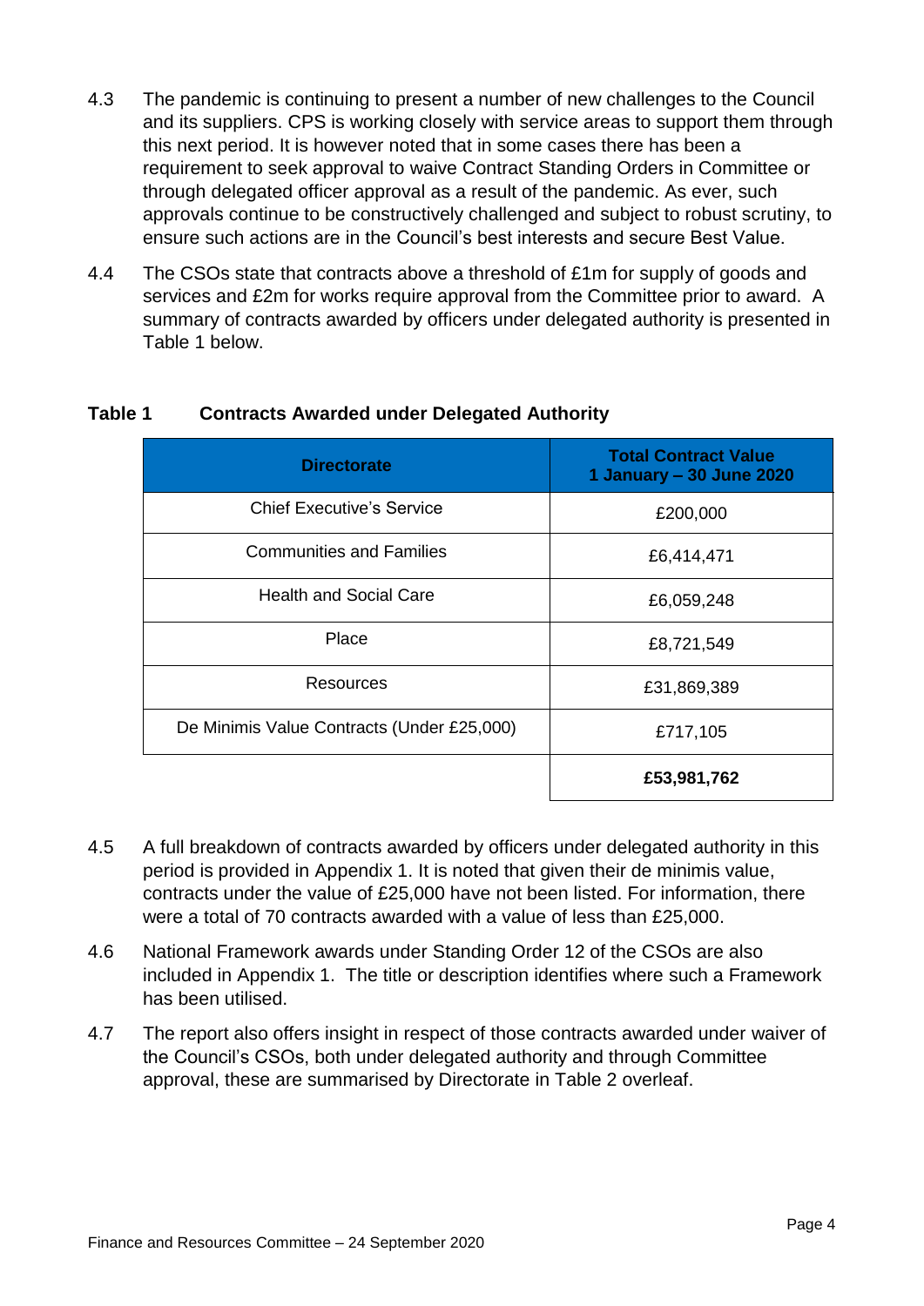4.3 The pandemic is continuing to present a number of new challenges to the Council and its suppliers. CPS is working closely with service areas to support them through this next period. It is however noted that in some cases there has been a requirement to seek approval to waive Contract Standing Orders in Committee or through delegated officer approval as a result of the pandemic. As ever, such approvals continue to be constructively challenged and subject to robust scrutiny, to ensure such actions are in the Council's best interests and secure Best Value.

4.4 The CSOs state that contracts above a threshold of £1m for supply of goods and services and £2m for works require approval from the Committee prior to award. A summary of contracts awarded by officers under delegated authority is presented in Table 1 below.

**Table 1 Contracts Awarded under Delegated Authority**

| Directorate | Total Contract Value 1 January – 30 June 2020 |
|---|---|
| Chief Executive's Service | £200,000 |
| Communities and Families | £6,414,471 |
| Health and Social Care | £6,059,248 |
| Place | £8,721,549 |
| Resources | £31,869,389 |
| De Minimis Value Contracts (Under £25,000) | £717,105 |
| | **£53,981,762** |

4.5 A full breakdown of contracts awarded by officers under delegated authority in this period is provided in Appendix 1. It is noted that given their de minimis value, contracts under the value of £25,000 have not been listed. For information, there were a total of 70 contracts awarded with a value of less than £25,000.

4.6 National Framework awards under Standing Order 12 of the CSOs are also included in Appendix 1. The title or description identifies where such a Framework has been utilised.

4.7 The report also offers insight in respect of those contracts awarded under waiver of the Council's CSOs, both under delegated authority and through Committee approval, these are summarised by Directorate in Table 2 overleaf.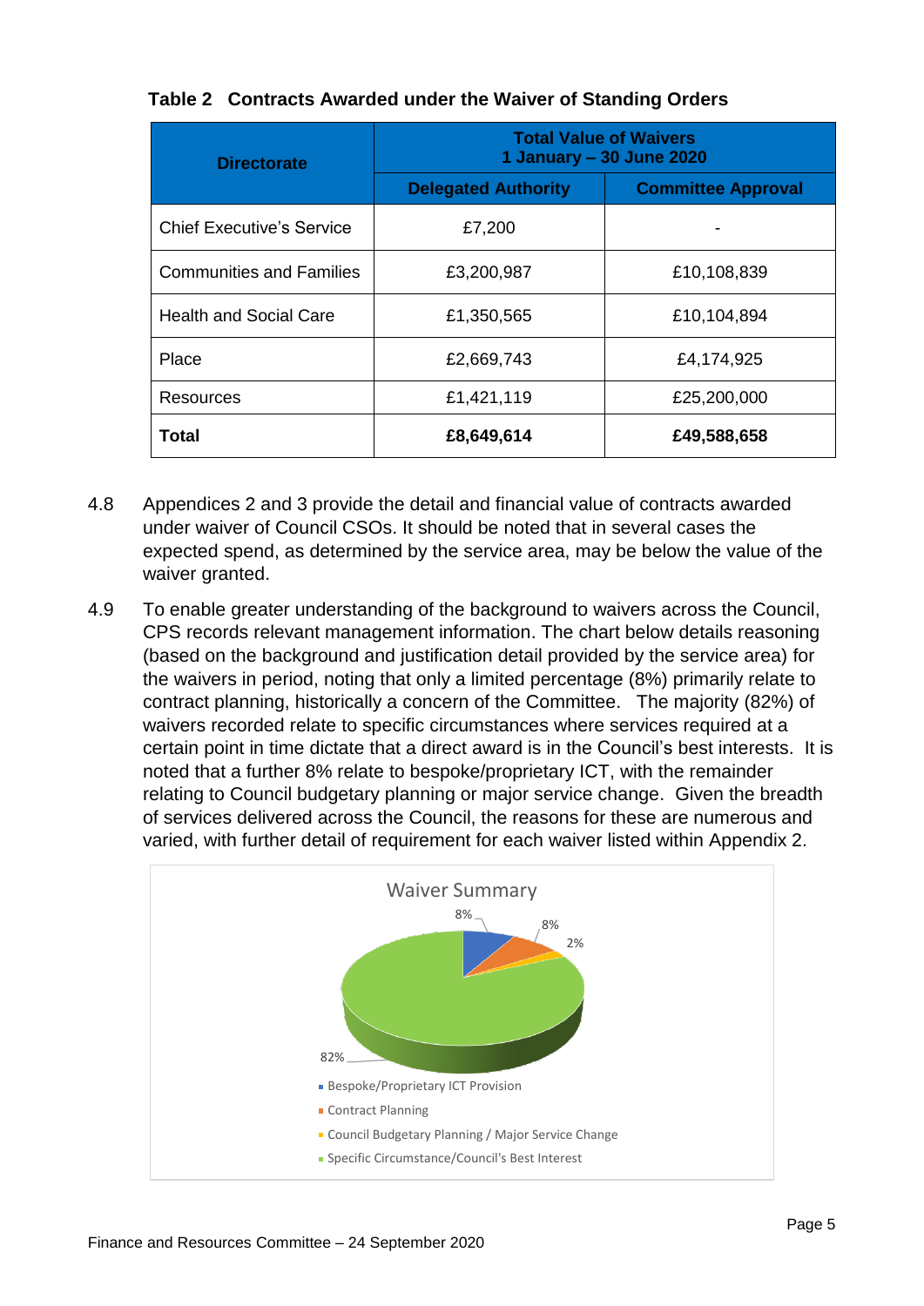**Table 2 Contracts Awarded under the Waiver of Standing Orders**

| Directorate | Total Value of Waivers 1 January – 30 June 2020 | |
|---|---|---|
| | Delegated Authority | Committee Approval |
| Chief Executive's Service | £7,200 | - |
| Communities and Families | £3,200,987 | £10,108,839 |
| Health and Social Care | £1,350,565 | £10,104,894 |
| Place | £2,669,743 | £4,174,925 |
| Resources | £1,421,119 | £25,200,000 |
| **Total** | **£8,649,614** | **£49,588,658** |

4.8 Appendices 2 and 3 provide the detail and financial value of contracts awarded under waiver of Council CSOs. It should be noted that in several cases the expected spend, as determined by the service area, may be below the value of the waiver granted.

4.9 To enable greater understanding of the background to waivers across the Council, CPS records relevant management information. The chart below details reasoning (based on the background and justification detail provided by the service area) for the waivers in period, noting that only a limited percentage (8%) primarily relate to contract planning, historically a concern of the Committee. The majority (82%) of waivers recorded relate to specific circumstances where services required at a certain point in time dictate that a direct award is in the Council's best interests. It is noted that a further 8% relate to bespoke/proprietary ICT, with the remainder relating to Council budgetary planning or major service change. Given the breadth of services delivered across the Council, the reasons for these are numerous and varied, with further detail of requirement for each waiver listed within Appendix 2.

**Waiver Summary**

| Reason | Percentage |
|---|---|
| Bespoke/Proprietary ICT Provision | 8% |
| Contract Planning | 8% |
| Council Budgetary Planning / Major Service Change | 2% |
| Specific Circumstance/Council's Best Interest | 82% |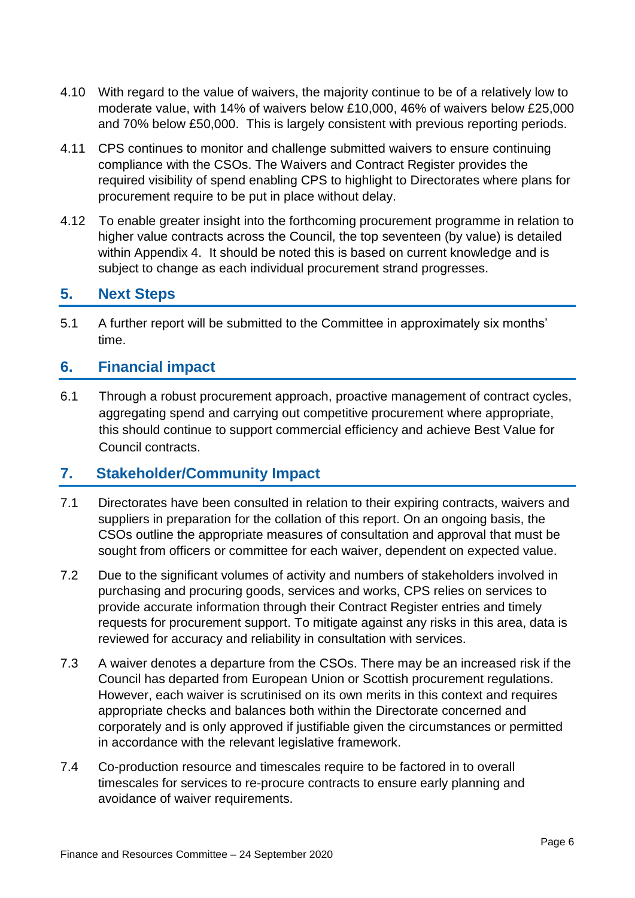4.10 With regard to the value of waivers, the majority continue to be of a relatively low to moderate value, with 14% of waivers below £10,000, 46% of waivers below £25,000 and 70% below £50,000. This is largely consistent with previous reporting periods.

4.11 CPS continues to monitor and challenge submitted waivers to ensure continuing compliance with the CSOs. The Waivers and Contract Register provides the required visibility of spend enabling CPS to highlight to Directorates where plans for procurement require to be put in place without delay.

4.12 To enable greater insight into the forthcoming procurement programme in relation to higher value contracts across the Council, the top seventeen (by value) is detailed within Appendix 4. It should be noted this is based on current knowledge and is subject to change as each individual procurement strand progresses.

## 5. Next Steps

5.1 A further report will be submitted to the Committee in approximately six months' time.

## 6. Financial impact

6.1 Through a robust procurement approach, proactive management of contract cycles, aggregating spend and carrying out competitive procurement where appropriate, this should continue to support commercial efficiency and achieve Best Value for Council contracts.

## 7. Stakeholder/Community Impact

7.1 Directorates have been consulted in relation to their expiring contracts, waivers and suppliers in preparation for the collation of this report. On an ongoing basis, the CSOs outline the appropriate measures of consultation and approval that must be sought from officers or committee for each waiver, dependent on expected value.

7.2 Due to the significant volumes of activity and numbers of stakeholders involved in purchasing and procuring goods, services and works, CPS relies on services to provide accurate information through their Contract Register entries and timely requests for procurement support. To mitigate against any risks in this area, data is reviewed for accuracy and reliability in consultation with services.

7.3 A waiver denotes a departure from the CSOs. There may be an increased risk if the Council has departed from European Union or Scottish procurement regulations. However, each waiver is scrutinised on its own merits in this context and requires appropriate checks and balances both within the Directorate concerned and corporately and is only approved if justifiable given the circumstances or permitted in accordance with the relevant legislative framework.

7.4 Co-production resource and timescales require to be factored in to overall timescales for services to re-procure contracts to ensure early planning and avoidance of waiver requirements.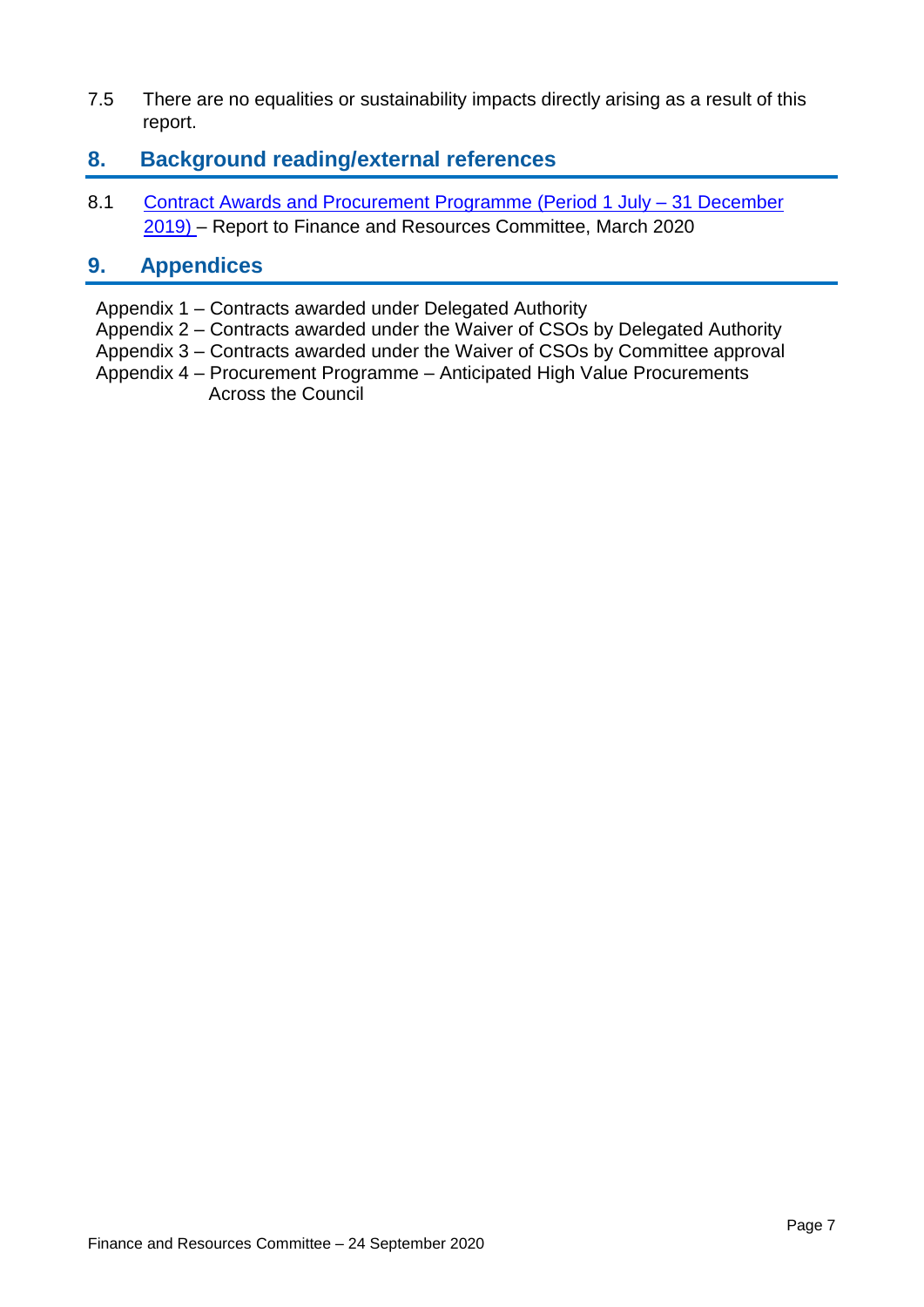7.5 There are no equalities or sustainability impacts directly arising as a result of this report.

## 8. Background reading/external references

8.1 Contract Awards and Procurement Programme (Period 1 July – 31 December 2019) – Report to Finance and Resources Committee, March 2020

## 9. Appendices

Appendix 1 – Contracts awarded under Delegated Authority
Appendix 2 – Contracts awarded under the Waiver of CSOs by Delegated Authority
Appendix 3 – Contracts awarded under the Waiver of CSOs by Committee approval
Appendix 4 – Procurement Programme – Anticipated High Value Procurements Across the Council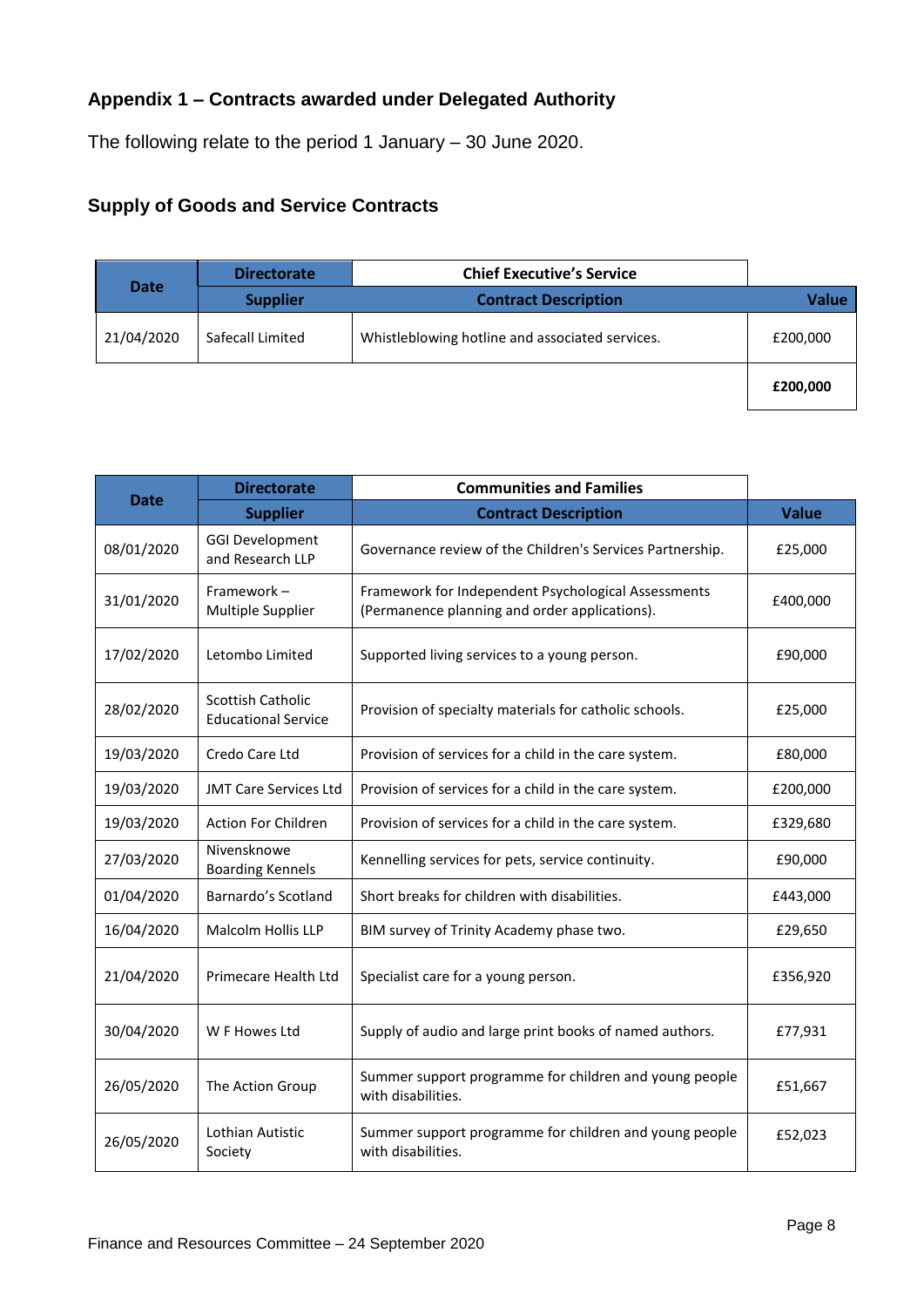## Appendix 1 – Contracts awarded under Delegated Authority

The following relate to the period 1 January – 30 June 2020.

### Supply of Goods and Service Contracts

| Date | Directorate | Chief Executive's Service | |
|---|---|---|---|
| | **Supplier** | **Contract Description** | **Value** |
| 21/04/2020 | Safecall Limited | Whistleblowing hotline and associated services. | £200,000 |
| | | | **£200,000** |

| Date | Directorate | Communities and Families | |
|---|---|---|---|
| | **Supplier** | **Contract Description** | **Value** |
| 08/01/2020 | GGI Development and Research LLP | Governance review of the Children's Services Partnership. | £25,000 |
| 31/01/2020 | Framework – Multiple Supplier | Framework for Independent Psychological Assessments (Permanence planning and order applications). | £400,000 |
| 17/02/2020 | Letombo Limited | Supported living services to a young person. | £90,000 |
| 28/02/2020 | Scottish Catholic Educational Service | Provision of specialty materials for catholic schools. | £25,000 |
| 19/03/2020 | Credo Care Ltd | Provision of services for a child in the care system. | £80,000 |
| 19/03/2020 | JMT Care Services Ltd | Provision of services for a child in the care system. | £200,000 |
| 19/03/2020 | Action For Children | Provision of services for a child in the care system. | £329,680 |
| 27/03/2020 | Nivensknowe Boarding Kennels | Kennelling services for pets, service continuity. | £90,000 |
| 01/04/2020 | Barnardo's Scotland | Short breaks for children with disabilities. | £443,000 |
| 16/04/2020 | Malcolm Hollis LLP | BIM survey of Trinity Academy phase two. | £29,650 |
| 21/04/2020 | Primecare Health Ltd | Specialist care for a young person. | £356,920 |
| 30/04/2020 | W F Howes Ltd | Supply of audio and large print books of named authors. | £77,931 |
| 26/05/2020 | The Action Group | Summer support programme for children and young people with disabilities. | £51,667 |
| 26/05/2020 | Lothian Autistic Society | Summer support programme for children and young people with disabilities. | £52,023 |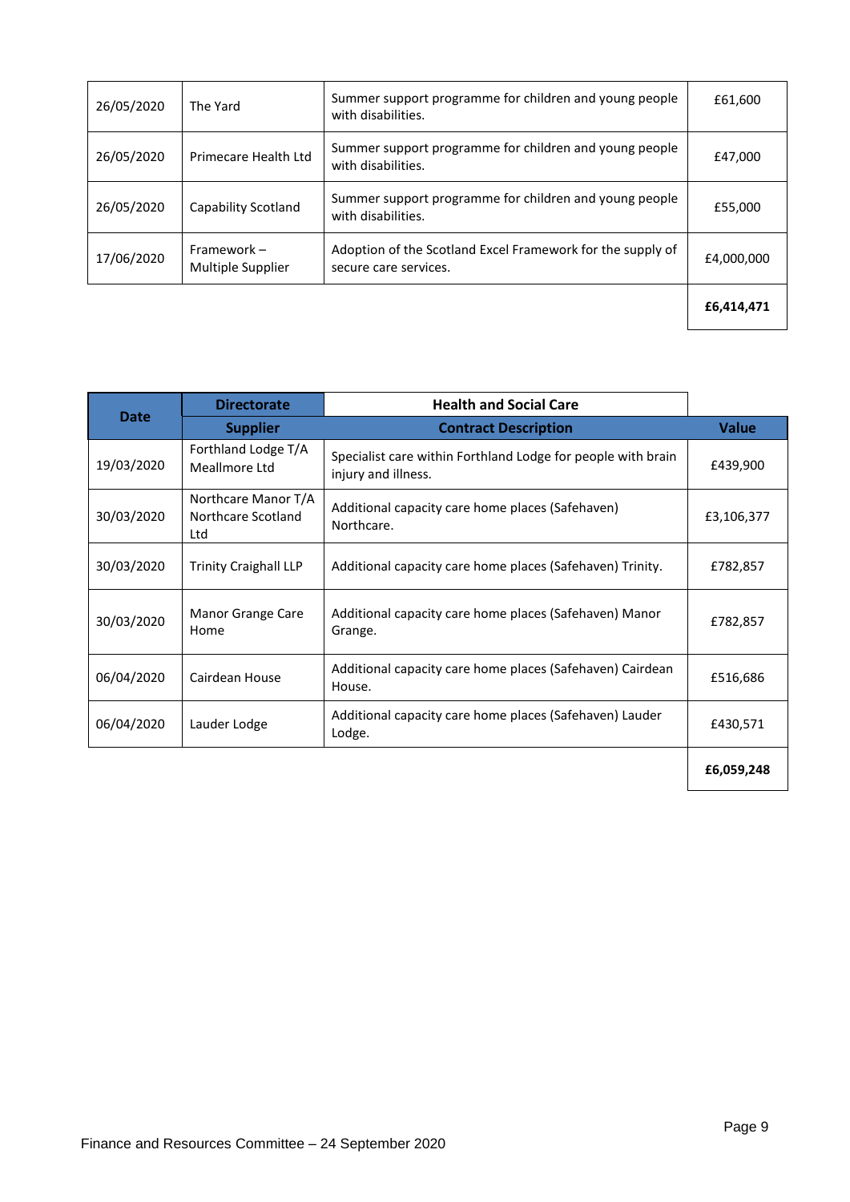| | | | |
|---|---|---|---|
| 26/05/2020 | The Yard | Summer support programme for children and young people with disabilities. | £61,600 |
| 26/05/2020 | Primecare Health Ltd | Summer support programme for children and young people with disabilities. | £47,000 |
| 26/05/2020 | Capability Scotland | Summer support programme for children and young people with disabilities. | £55,000 |
| 17/06/2020 | Framework – Multiple Supplier | Adoption of the Scotland Excel Framework for the supply of secure care services. | £4,000,000 |
| | | | **£6,414,471** |

| Date | Directorate | Health and Social Care | |
|---|---|---|---|
| | **Supplier** | **Contract Description** | **Value** |
| 19/03/2020 | Forthland Lodge T/A Meallmore Ltd | Specialist care within Forthland Lodge for people with brain injury and illness. | £439,900 |
| 30/03/2020 | Northcare Manor T/A Northcare Scotland Ltd | Additional capacity care home places (Safehaven) Northcare. | £3,106,377 |
| 30/03/2020 | Trinity Craighall LLP | Additional capacity care home places (Safehaven) Trinity. | £782,857 |
| 30/03/2020 | Manor Grange Care Home | Additional capacity care home places (Safehaven) Manor Grange. | £782,857 |
| 06/04/2020 | Cairdean House | Additional capacity care home places (Safehaven) Cairdean House. | £516,686 |
| 06/04/2020 | Lauder Lodge | Additional capacity care home places (Safehaven) Lauder Lodge. | £430,571 |
| | | | **£6,059,248** |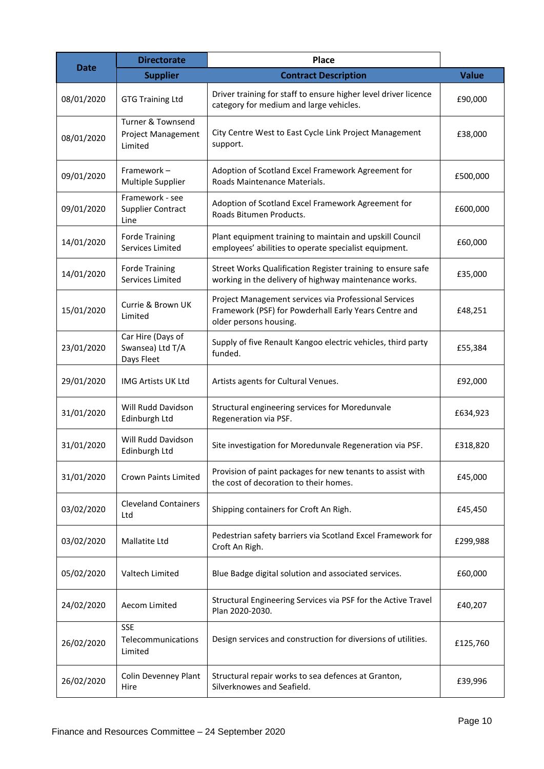| Date | Directorate | Place | |
|---|---|---|---|
| | **Supplier** | **Contract Description** | **Value** |
| 08/01/2020 | GTG Training Ltd | Driver training for staff to ensure higher level driver licence category for medium and large vehicles. | £90,000 |
| 08/01/2020 | Turner & Townsend Project Management Limited | City Centre West to East Cycle Link Project Management support. | £38,000 |
| 09/01/2020 | Framework – Multiple Supplier | Adoption of Scotland Excel Framework Agreement for Roads Maintenance Materials. | £500,000 |
| 09/01/2020 | Framework - see Supplier Contract Line | Adoption of Scotland Excel Framework Agreement for Roads Bitumen Products. | £600,000 |
| 14/01/2020 | Forde Training Services Limited | Plant equipment training to maintain and upskill Council employees' abilities to operate specialist equipment. | £60,000 |
| 14/01/2020 | Forde Training Services Limited | Street Works Qualification Register training to ensure safe working in the delivery of highway maintenance works. | £35,000 |
| 15/01/2020 | Currie & Brown UK Limited | Project Management services via Professional Services Framework (PSF) for Powderhall Early Years Centre and older persons housing. | £48,251 |
| 23/01/2020 | Car Hire (Days of Swansea) Ltd T/A Days Fleet | Supply of five Renault Kangoo electric vehicles, third party funded. | £55,384 |
| 29/01/2020 | IMG Artists UK Ltd | Artists agents for Cultural Venues. | £92,000 |
| 31/01/2020 | Will Rudd Davidson Edinburgh Ltd | Structural engineering services for Moredunvale Regeneration via PSF. | £634,923 |
| 31/01/2020 | Will Rudd Davidson Edinburgh Ltd | Site investigation for Moredunvale Regeneration via PSF. | £318,820 |
| 31/01/2020 | Crown Paints Limited | Provision of paint packages for new tenants to assist with the cost of decoration to their homes. | £45,000 |
| 03/02/2020 | Cleveland Containers Ltd | Shipping containers for Croft An Righ. | £45,450 |
| 03/02/2020 | Mallatite Ltd | Pedestrian safety barriers via Scotland Excel Framework for Croft An Righ. | £299,988 |
| 05/02/2020 | Valtech Limited | Blue Badge digital solution and associated services. | £60,000 |
| 24/02/2020 | Aecom Limited | Structural Engineering Services via PSF for the Active Travel Plan 2020-2030. | £40,207 |
| 26/02/2020 | SSE Telecommunications Limited | Design services and construction for diversions of utilities. | £125,760 |
| 26/02/2020 | Colin Devenney Plant Hire | Structural repair works to sea defences at Granton, Silverknowes and Seafield. | £39,996 |

Finance and Resources Committee – 24 September 2020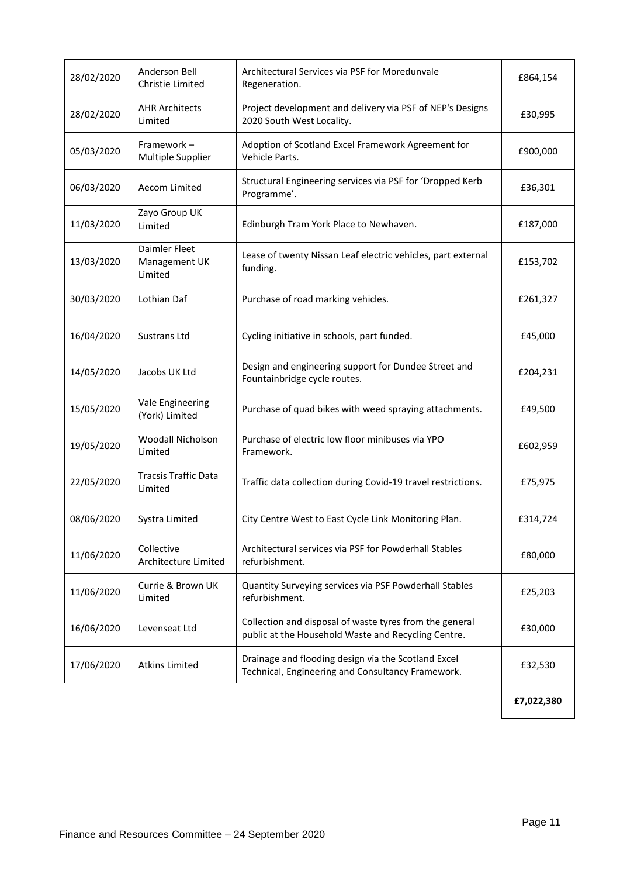| 28/02/2020 | Anderson Bell Christie Limited | Architectural Services via PSF for Moredunvale Regeneration. | £864,154 |
|---|---|---|---|
| 28/02/2020 | AHR Architects Limited | Project development and delivery via PSF of NEP's Designs 2020 South West Locality. | £30,995 |
| 05/03/2020 | Framework – Multiple Supplier | Adoption of Scotland Excel Framework Agreement for Vehicle Parts. | £900,000 |
| 06/03/2020 | Aecom Limited | Structural Engineering services via PSF for 'Dropped Kerb Programme'. | £36,301 |
| 11/03/2020 | Zayo Group UK Limited | Edinburgh Tram York Place to Newhaven. | £187,000 |
| 13/03/2020 | Daimler Fleet Management UK Limited | Lease of twenty Nissan Leaf electric vehicles, part external funding. | £153,702 |
| 30/03/2020 | Lothian Daf | Purchase of road marking vehicles. | £261,327 |
| 16/04/2020 | Sustrans Ltd | Cycling initiative in schools, part funded. | £45,000 |
| 14/05/2020 | Jacobs UK Ltd | Design and engineering support for Dundee Street and Fountainbridge cycle routes. | £204,231 |
| 15/05/2020 | Vale Engineering (York) Limited | Purchase of quad bikes with weed spraying attachments. | £49,500 |
| 19/05/2020 | Woodall Nicholson Limited | Purchase of electric low floor minibuses via YPO Framework. | £602,959 |
| 22/05/2020 | Tracsis Traffic Data Limited | Traffic data collection during Covid-19 travel restrictions. | £75,975 |
| 08/06/2020 | Systra Limited | City Centre West to East Cycle Link Monitoring Plan. | £314,724 |
| 11/06/2020 | Collective Architecture Limited | Architectural services via PSF for Powderhall Stables refurbishment. | £80,000 |
| 11/06/2020 | Currie & Brown UK Limited | Quantity Surveying services via PSF Powderhall Stables refurbishment. | £25,203 |
| 16/06/2020 | Levenseat Ltd | Collection and disposal of waste tyres from the general public at the Household Waste and Recycling Centre. | £30,000 |
| 17/06/2020 | Atkins Limited | Drainage and flooding design via the Scotland Excel Technical, Engineering and Consultancy Framework. | £32,530 |
| | | | **£7,022,380** |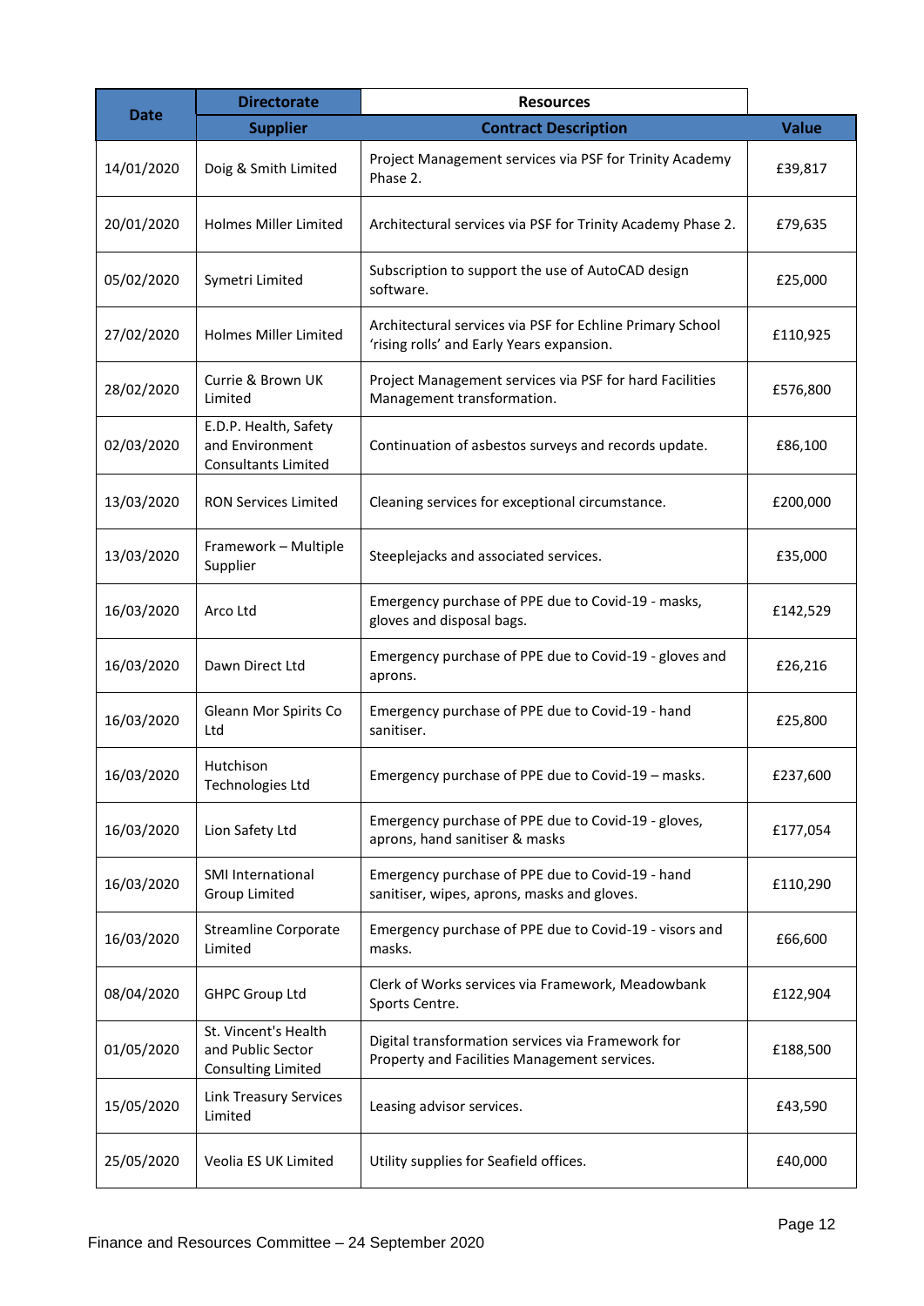| Date | Directorate | Resources | |
|---|---|---|---|
| | Supplier | Contract Description | Value |
| 14/01/2020 | Doig & Smith Limited | Project Management services via PSF for Trinity Academy Phase 2. | £39,817 |
| 20/01/2020 | Holmes Miller Limited | Architectural services via PSF for Trinity Academy Phase 2. | £79,635 |
| 05/02/2020 | Symetri Limited | Subscription to support the use of AutoCAD design software. | £25,000 |
| 27/02/2020 | Holmes Miller Limited | Architectural services via PSF for Echline Primary School 'rising rolls' and Early Years expansion. | £110,925 |
| 28/02/2020 | Currie & Brown UK Limited | Project Management services via PSF for hard Facilities Management transformation. | £576,800 |
| 02/03/2020 | E.D.P. Health, Safety and Environment Consultants Limited | Continuation of asbestos surveys and records update. | £86,100 |
| 13/03/2020 | RON Services Limited | Cleaning services for exceptional circumstance. | £200,000 |
| 13/03/2020 | Framework – Multiple Supplier | Steeplejacks and associated services. | £35,000 |
| 16/03/2020 | Arco Ltd | Emergency purchase of PPE due to Covid-19 - masks, gloves and disposal bags. | £142,529 |
| 16/03/2020 | Dawn Direct Ltd | Emergency purchase of PPE due to Covid-19 - gloves and aprons. | £26,216 |
| 16/03/2020 | Gleann Mor Spirits Co Ltd | Emergency purchase of PPE due to Covid-19 - hand sanitiser. | £25,800 |
| 16/03/2020 | Hutchison Technologies Ltd | Emergency purchase of PPE due to Covid-19 – masks. | £237,600 |
| 16/03/2020 | Lion Safety Ltd | Emergency purchase of PPE due to Covid-19 - gloves, aprons, hand sanitiser & masks | £177,054 |
| 16/03/2020 | SMI International Group Limited | Emergency purchase of PPE due to Covid-19 - hand sanitiser, wipes, aprons, masks and gloves. | £110,290 |
| 16/03/2020 | Streamline Corporate Limited | Emergency purchase of PPE due to Covid-19 - visors and masks. | £66,600 |
| 08/04/2020 | GHPC Group Ltd | Clerk of Works services via Framework, Meadowbank Sports Centre. | £122,904 |
| 01/05/2020 | St. Vincent's Health and Public Sector Consulting Limited | Digital transformation services via Framework for Property and Facilities Management services. | £188,500 |
| 15/05/2020 | Link Treasury Services Limited | Leasing advisor services. | £43,590 |
| 25/05/2020 | Veolia ES UK Limited | Utility supplies for Seafield offices. | £40,000 |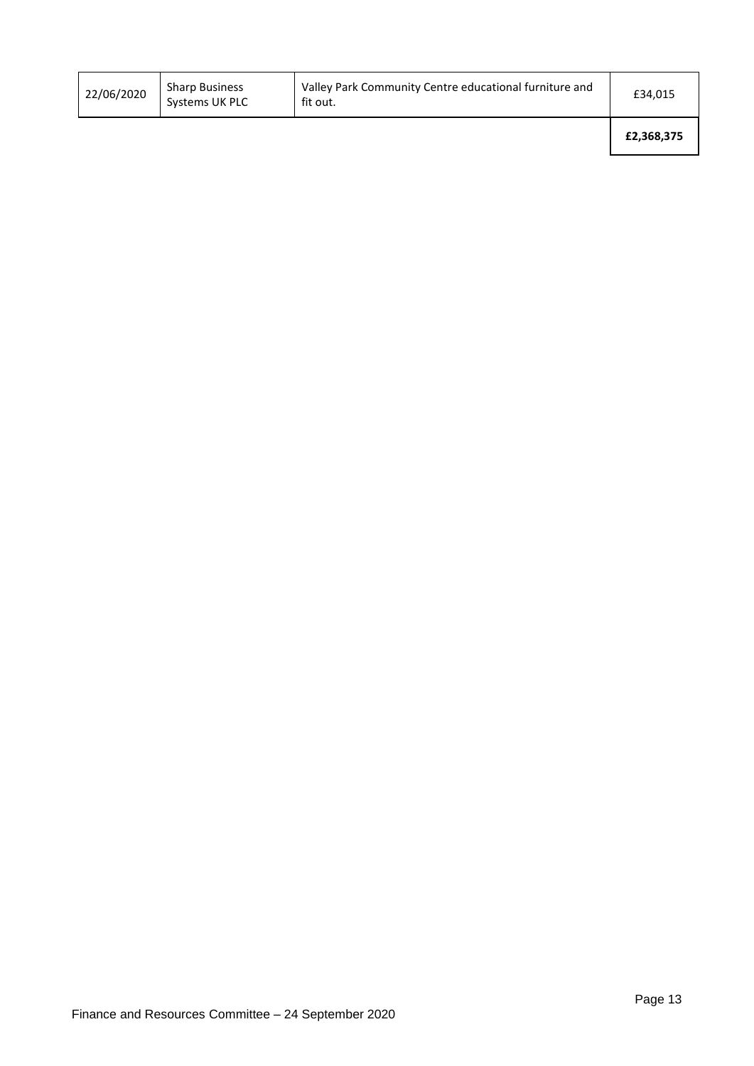| | | | |
|---|---|---|---|
| 22/06/2020 | Sharp Business Systems UK PLC | Valley Park Community Centre educational furniture and fit out. | £34,015 |
| | | | **£2,368,375** |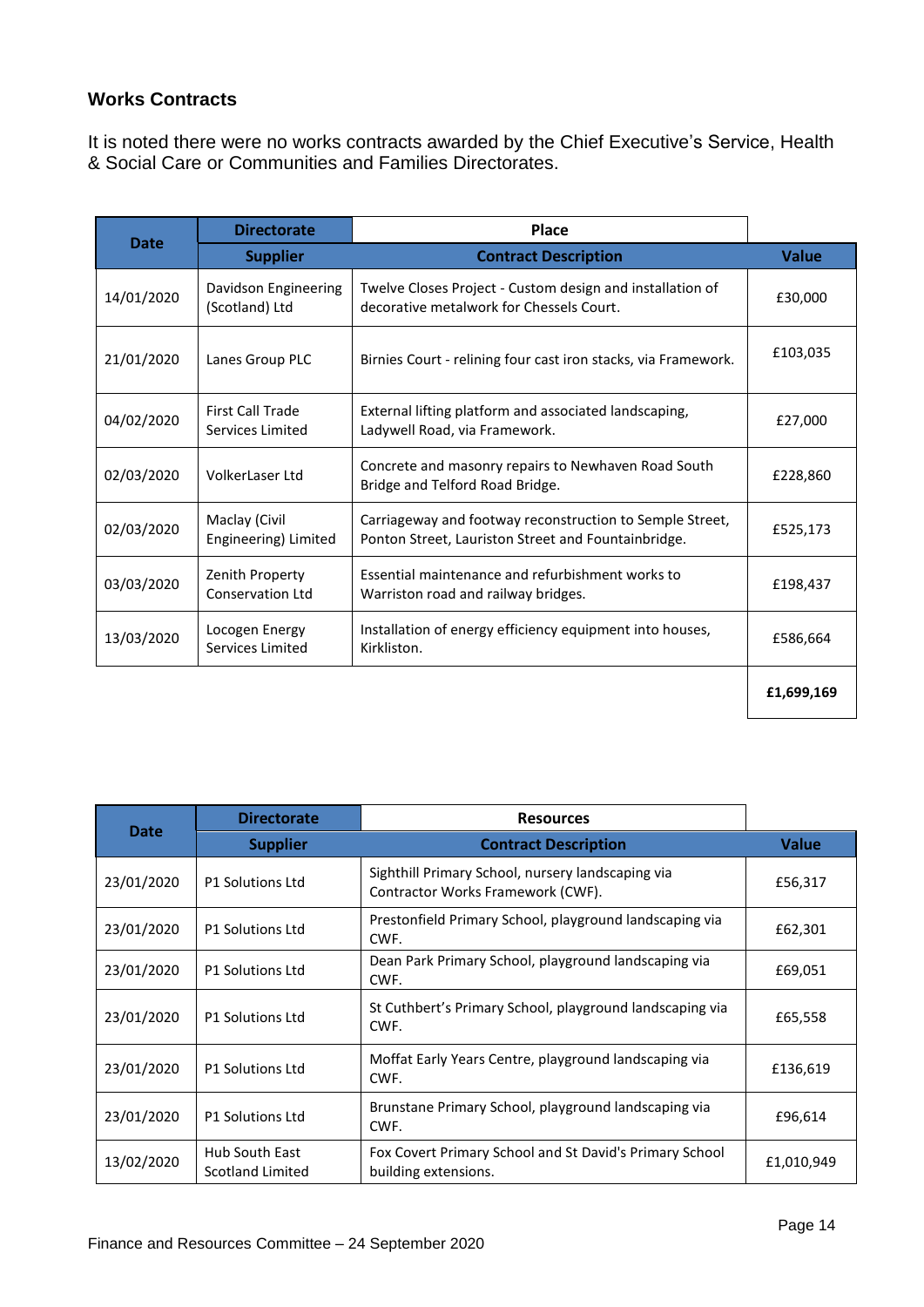### Works Contracts

It is noted there were no works contracts awarded by the Chief Executive's Service, Health & Social Care or Communities and Families Directorates.

| Date | Directorate | Place | |
|---|---|---|---|
| | **Supplier** | **Contract Description** | **Value** |
| 14/01/2020 | Davidson Engineering (Scotland) Ltd | Twelve Closes Project - Custom design and installation of decorative metalwork for Chessels Court. | £30,000 |
| 21/01/2020 | Lanes Group PLC | Birnies Court - relining four cast iron stacks, via Framework. | £103,035 |
| 04/02/2020 | First Call Trade Services Limited | External lifting platform and associated landscaping, Ladywell Road, via Framework. | £27,000 |
| 02/03/2020 | VolkerLaser Ltd | Concrete and masonry repairs to Newhaven Road South Bridge and Telford Road Bridge. | £228,860 |
| 02/03/2020 | Maclay (Civil Engineering) Limited | Carriageway and footway reconstruction to Semple Street, Ponton Street, Lauriston Street and Fountainbridge. | £525,173 |
| 03/03/2020 | Zenith Property Conservation Ltd | Essential maintenance and refurbishment works to Warriston road and railway bridges. | £198,437 |
| 13/03/2020 | Locogen Energy Services Limited | Installation of energy efficiency equipment into houses, Kirkliston. | £586,664 |
| | | | **£1,699,169** |

| Date | Directorate | Resources | |
|---|---|---|---|
| | **Supplier** | **Contract Description** | **Value** |
| 23/01/2020 | P1 Solutions Ltd | Sighthill Primary School, nursery landscaping via Contractor Works Framework (CWF). | £56,317 |
| 23/01/2020 | P1 Solutions Ltd | Prestonfield Primary School, playground landscaping via CWF. | £62,301 |
| 23/01/2020 | P1 Solutions Ltd | Dean Park Primary School, playground landscaping via CWF. | £69,051 |
| 23/01/2020 | P1 Solutions Ltd | St Cuthbert's Primary School, playground landscaping via CWF. | £65,558 |
| 23/01/2020 | P1 Solutions Ltd | Moffat Early Years Centre, playground landscaping via CWF. | £136,619 |
| 23/01/2020 | P1 Solutions Ltd | Brunstane Primary School, playground landscaping via CWF. | £96,614 |
| 13/02/2020 | Hub South East Scotland Limited | Fox Covert Primary School and St David's Primary School building extensions. | £1,010,949 |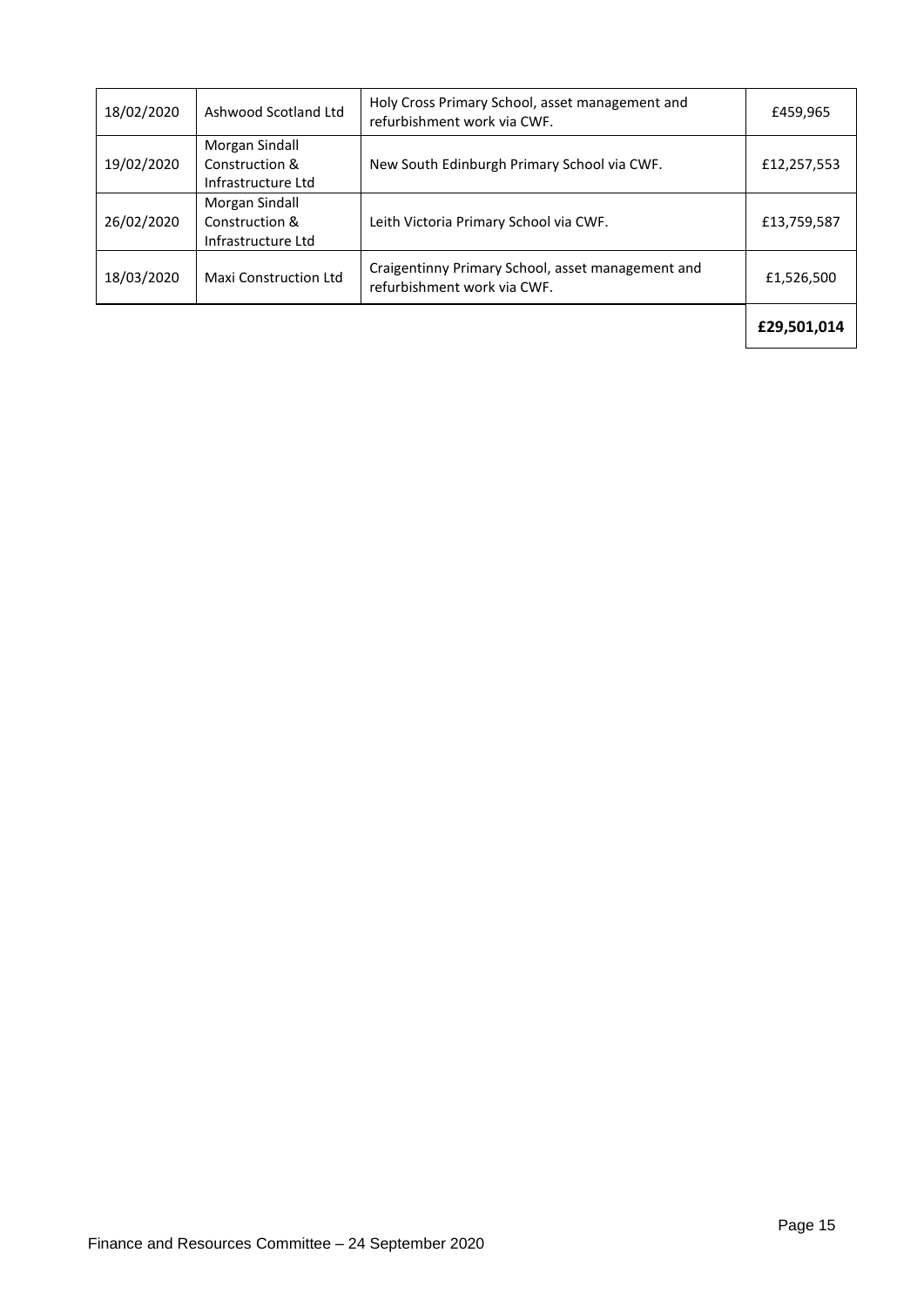| | | | |
|---|---|---|---|
| 18/02/2020 | Ashwood Scotland Ltd | Holy Cross Primary School, asset management and refurbishment work via CWF. | £459,965 |
| 19/02/2020 | Morgan Sindall Construction & Infrastructure Ltd | New South Edinburgh Primary School via CWF. | £12,257,553 |
| 26/02/2020 | Morgan Sindall Construction & Infrastructure Ltd | Leith Victoria Primary School via CWF. | £13,759,587 |
| 18/03/2020 | Maxi Construction Ltd | Craigentinny Primary School, asset management and refurbishment work via CWF. | £1,526,500 |
| | | | **£29,501,014** |

Finance and Resources Committee – 24 September 2020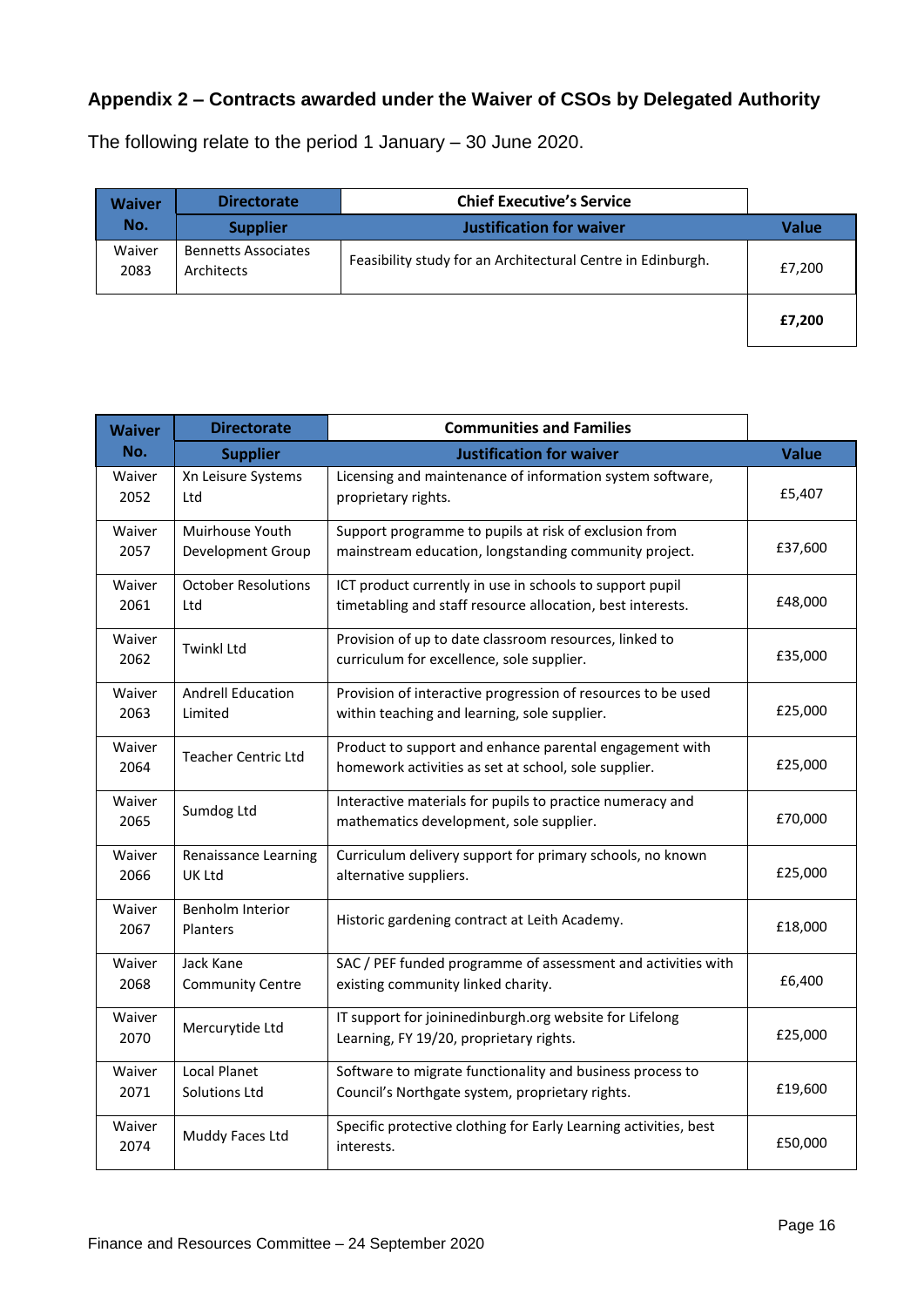## Appendix 2 – Contracts awarded under the Waiver of CSOs by Delegated Authority

The following relate to the period 1 January – 30 June 2020.

| Waiver No. | Directorate | Chief Executive's Service | |
|---|---|---|---|
| | **Supplier** | **Justification for waiver** | **Value** |
| Waiver 2083 | Bennetts Associates Architects | Feasibility study for an Architectural Centre in Edinburgh. | £7,200 |
| | | | **£7,200** |

| Waiver No. | Directorate | Communities and Families | |
|---|---|---|---|
| | **Supplier** | **Justification for waiver** | **Value** |
| Waiver 2052 | Xn Leisure Systems Ltd | Licensing and maintenance of information system software, proprietary rights. | £5,407 |
| Waiver 2057 | Muirhouse Youth Development Group | Support programme to pupils at risk of exclusion from mainstream education, longstanding community project. | £37,600 |
| Waiver 2061 | October Resolutions Ltd | ICT product currently in use in schools to support pupil timetabling and staff resource allocation, best interests. | £48,000 |
| Waiver 2062 | Twinkl Ltd | Provision of up to date classroom resources, linked to curriculum for excellence, sole supplier. | £35,000 |
| Waiver 2063 | Andrell Education Limited | Provision of interactive progression of resources to be used within teaching and learning, sole supplier. | £25,000 |
| Waiver 2064 | Teacher Centric Ltd | Product to support and enhance parental engagement with homework activities as set at school, sole supplier. | £25,000 |
| Waiver 2065 | Sumdog Ltd | Interactive materials for pupils to practice numeracy and mathematics development, sole supplier. | £70,000 |
| Waiver 2066 | Renaissance Learning UK Ltd | Curriculum delivery support for primary schools, no known alternative suppliers. | £25,000 |
| Waiver 2067 | Benholm Interior Planters | Historic gardening contract at Leith Academy. | £18,000 |
| Waiver 2068 | Jack Kane Community Centre | SAC / PEF funded programme of assessment and activities with existing community linked charity. | £6,400 |
| Waiver 2070 | Mercurytide Ltd | IT support for joininedinburgh.org website for Lifelong Learning, FY 19/20, proprietary rights. | £25,000 |
| Waiver 2071 | Local Planet Solutions Ltd | Software to migrate functionality and business process to Council's Northgate system, proprietary rights. | £19,600 |
| Waiver 2074 | Muddy Faces Ltd | Specific protective clothing for Early Learning activities, best interests. | £50,000 |

Finance and Resources Committee – 24 September 2020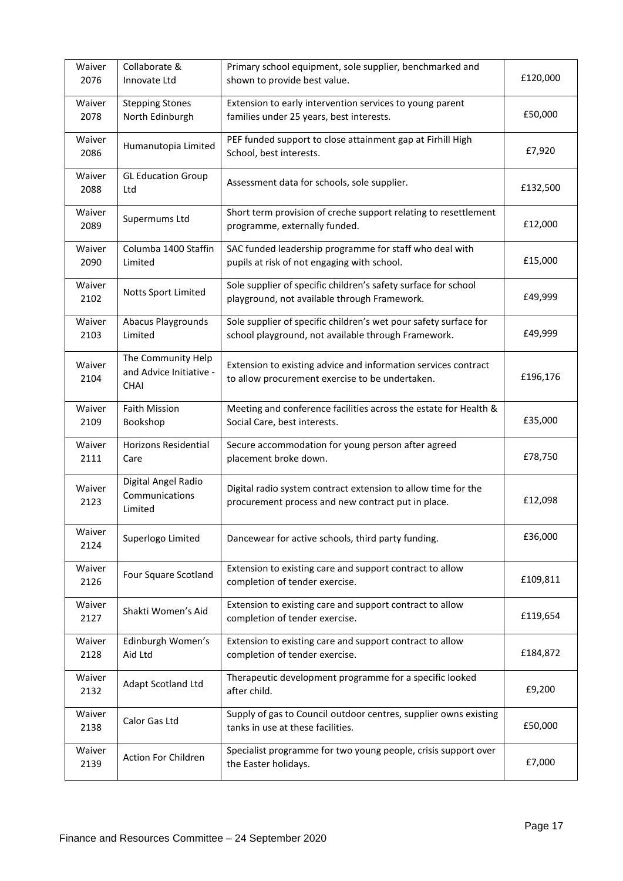| Waiver 2076 | Collaborate & Innovate Ltd | Primary school equipment, sole supplier, benchmarked and shown to provide best value. | £120,000 |
|---|---|---|---|
| Waiver 2078 | Stepping Stones North Edinburgh | Extension to early intervention services to young parent families under 25 years, best interests. | £50,000 |
| Waiver 2086 | Humanutopia Limited | PEF funded support to close attainment gap at Firhill High School, best interests. | £7,920 |
| Waiver 2088 | GL Education Group Ltd | Assessment data for schools, sole supplier. | £132,500 |
| Waiver 2089 | Supermums Ltd | Short term provision of creche support relating to resettlement programme, externally funded. | £12,000 |
| Waiver 2090 | Columba 1400 Staffin Limited | SAC funded leadership programme for staff who deal with pupils at risk of not engaging with school. | £15,000 |
| Waiver 2102 | Notts Sport Limited | Sole supplier of specific children's safety surface for school playground, not available through Framework. | £49,999 |
| Waiver 2103 | Abacus Playgrounds Limited | Sole supplier of specific children's wet pour safety surface for school playground, not available through Framework. | £49,999 |
| Waiver 2104 | The Community Help and Advice Initiative - CHAI | Extension to existing advice and information services contract to allow procurement exercise to be undertaken. | £196,176 |
| Waiver 2109 | Faith Mission Bookshop | Meeting and conference facilities across the estate for Health & Social Care, best interests. | £35,000 |
| Waiver 2111 | Horizons Residential Care | Secure accommodation for young person after agreed placement broke down. | £78,750 |
| Waiver 2123 | Digital Angel Radio Communications Limited | Digital radio system contract extension to allow time for the procurement process and new contract put in place. | £12,098 |
| Waiver 2124 | Superlogo Limited | Dancewear for active schools, third party funding. | £36,000 |
| Waiver 2126 | Four Square Scotland | Extension to existing care and support contract to allow completion of tender exercise. | £109,811 |
| Waiver 2127 | Shakti Women's Aid | Extension to existing care and support contract to allow completion of tender exercise. | £119,654 |
| Waiver 2128 | Edinburgh Women's Aid Ltd | Extension to existing care and support contract to allow completion of tender exercise. | £184,872 |
| Waiver 2132 | Adapt Scotland Ltd | Therapeutic development programme for a specific looked after child. | £9,200 |
| Waiver 2138 | Calor Gas Ltd | Supply of gas to Council outdoor centres, supplier owns existing tanks in use at these facilities. | £50,000 |
| Waiver 2139 | Action For Children | Specialist programme for two young people, crisis support over the Easter holidays. | £7,000 |

Finance and Resources Committee – 24 September 2020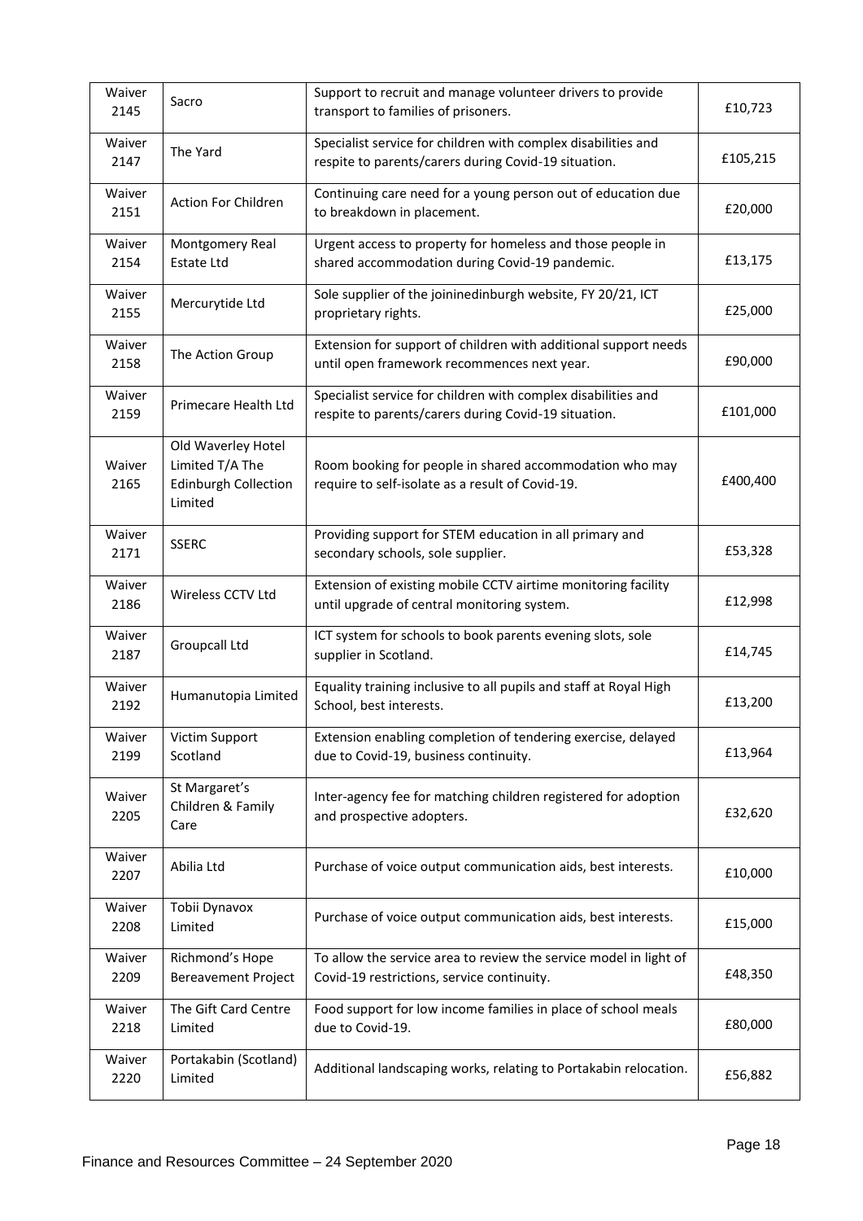| | | | |
|---|---|---|---|
| Waiver 2145 | Sacro | Support to recruit and manage volunteer drivers to provide transport to families of prisoners. | £10,723 |
| Waiver 2147 | The Yard | Specialist service for children with complex disabilities and respite to parents/carers during Covid-19 situation. | £105,215 |
| Waiver 2151 | Action For Children | Continuing care need for a young person out of education due to breakdown in placement. | £20,000 |
| Waiver 2154 | Montgomery Real Estate Ltd | Urgent access to property for homeless and those people in shared accommodation during Covid-19 pandemic. | £13,175 |
| Waiver 2155 | Mercurytide Ltd | Sole supplier of the joininedinburgh website, FY 20/21, ICT proprietary rights. | £25,000 |
| Waiver 2158 | The Action Group | Extension for support of children with additional support needs until open framework recommences next year. | £90,000 |
| Waiver 2159 | Primecare Health Ltd | Specialist service for children with complex disabilities and respite to parents/carers during Covid-19 situation. | £101,000 |
| Waiver 2165 | Old Waverley Hotel Limited T/A The Edinburgh Collection Limited | Room booking for people in shared accommodation who may require to self-isolate as a result of Covid-19. | £400,400 |
| Waiver 2171 | SSERC | Providing support for STEM education in all primary and secondary schools, sole supplier. | £53,328 |
| Waiver 2186 | Wireless CCTV Ltd | Extension of existing mobile CCTV airtime monitoring facility until upgrade of central monitoring system. | £12,998 |
| Waiver 2187 | Groupcall Ltd | ICT system for schools to book parents evening slots, sole supplier in Scotland. | £14,745 |
| Waiver 2192 | Humanutopia Limited | Equality training inclusive to all pupils and staff at Royal High School, best interests. | £13,200 |
| Waiver 2199 | Victim Support Scotland | Extension enabling completion of tendering exercise, delayed due to Covid-19, business continuity. | £13,964 |
| Waiver 2205 | St Margaret's Children & Family Care | Inter-agency fee for matching children registered for adoption and prospective adopters. | £32,620 |
| Waiver 2207 | Abilia Ltd | Purchase of voice output communication aids, best interests. | £10,000 |
| Waiver 2208 | Tobii Dynavox Limited | Purchase of voice output communication aids, best interests. | £15,000 |
| Waiver 2209 | Richmond's Hope Bereavement Project | To allow the service area to review the service model in light of Covid-19 restrictions, service continuity. | £48,350 |
| Waiver 2218 | The Gift Card Centre Limited | Food support for low income families in place of school meals due to Covid-19. | £80,000 |
| Waiver 2220 | Portakabin (Scotland) Limited | Additional landscaping works, relating to Portakabin relocation. | £56,882 |

Finance and Resources Committee – 24 September 2020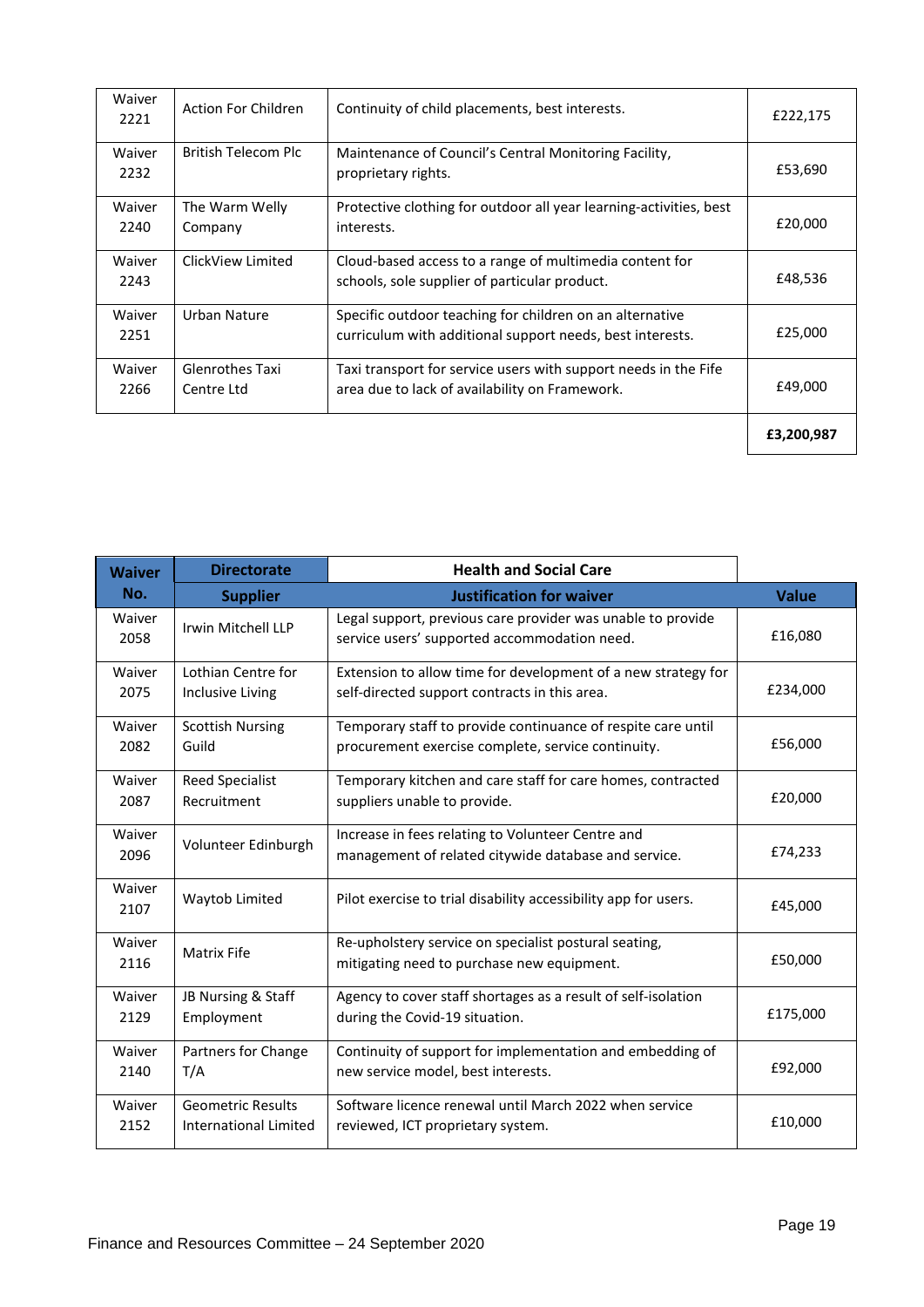| | | | |
|---|---|---|---|
| Waiver 2221 | Action For Children | Continuity of child placements, best interests. | £222,175 |
| Waiver 2232 | British Telecom Plc | Maintenance of Council's Central Monitoring Facility, proprietary rights. | £53,690 |
| Waiver 2240 | The Warm Welly Company | Protective clothing for outdoor all year learning-activities, best interests. | £20,000 |
| Waiver 2243 | ClickView Limited | Cloud-based access to a range of multimedia content for schools, sole supplier of particular product. | £48,536 |
| Waiver 2251 | Urban Nature | Specific outdoor teaching for children on an alternative curriculum with additional support needs, best interests. | £25,000 |
| Waiver 2266 | Glenrothes Taxi Centre Ltd | Taxi transport for service users with support needs in the Fife area due to lack of availability on Framework. | £49,000 |
| | | | **£3,200,987** |

| **Waiver No.** | **Directorate** | **Health and Social Care** | |
|---|---|---|---|
| | **Supplier** | **Justification for waiver** | **Value** |
| Waiver 2058 | Irwin Mitchell LLP | Legal support, previous care provider was unable to provide service users' supported accommodation need. | £16,080 |
| Waiver 2075 | Lothian Centre for Inclusive Living | Extension to allow time for development of a new strategy for self-directed support contracts in this area. | £234,000 |
| Waiver 2082 | Scottish Nursing Guild | Temporary staff to provide continuance of respite care until procurement exercise complete, service continuity. | £56,000 |
| Waiver 2087 | Reed Specialist Recruitment | Temporary kitchen and care staff for care homes, contracted suppliers unable to provide. | £20,000 |
| Waiver 2096 | Volunteer Edinburgh | Increase in fees relating to Volunteer Centre and management of related citywide database and service. | £74,233 |
| Waiver 2107 | Waytob Limited | Pilot exercise to trial disability accessibility app for users. | £45,000 |
| Waiver 2116 | Matrix Fife | Re-upholstery service on specialist postural seating, mitigating need to purchase new equipment. | £50,000 |
| Waiver 2129 | JB Nursing & Staff Employment | Agency to cover staff shortages as a result of self-isolation during the Covid-19 situation. | £175,000 |
| Waiver 2140 | Partners for Change T/A | Continuity of support for implementation and embedding of new service model, best interests. | £92,000 |
| Waiver 2152 | Geometric Results International Limited | Software licence renewal until March 2022 when service reviewed, ICT proprietary system. | £10,000 |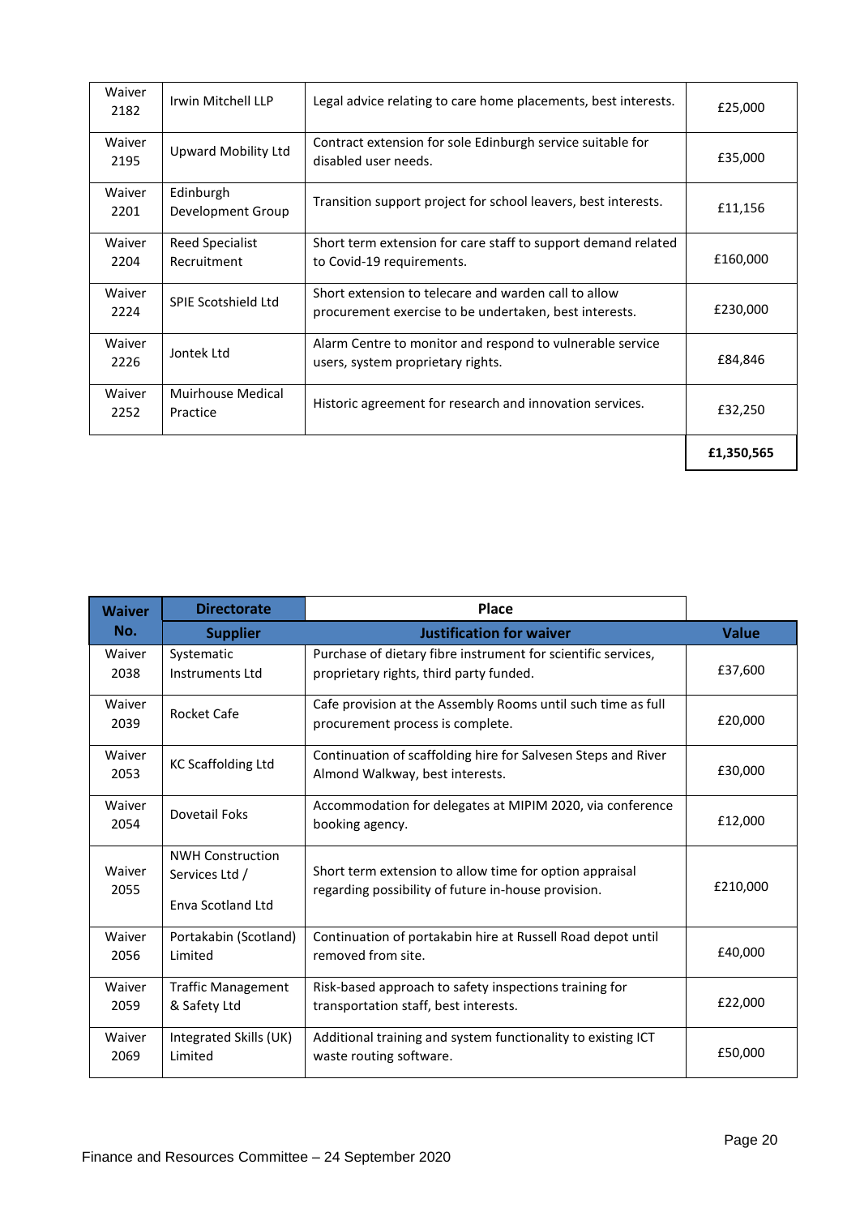| | | | |
|---|---|---|---|
| Waiver 2182 | Irwin Mitchell LLP | Legal advice relating to care home placements, best interests. | £25,000 |
| Waiver 2195 | Upward Mobility Ltd | Contract extension for sole Edinburgh service suitable for disabled user needs. | £35,000 |
| Waiver 2201 | Edinburgh Development Group | Transition support project for school leavers, best interests. | £11,156 |
| Waiver 2204 | Reed Specialist Recruitment | Short term extension for care staff to support demand related to Covid-19 requirements. | £160,000 |
| Waiver 2224 | SPIE Scotshield Ltd | Short extension to telecare and warden call to allow procurement exercise to be undertaken, best interests. | £230,000 |
| Waiver 2226 | Jontek Ltd | Alarm Centre to monitor and respond to vulnerable service users, system proprietary rights. | £84,846 |
| Waiver 2252 | Muirhouse Medical Practice | Historic agreement for research and innovation services. | £32,250 |
| | | | **£1,350,565** |

| **Waiver No.** | **Directorate** | **Place** | |
|---|---|---|---|
| | **Supplier** | **Justification for waiver** | **Value** |
| Waiver 2038 | Systematic Instruments Ltd | Purchase of dietary fibre instrument for scientific services, proprietary rights, third party funded. | £37,600 |
| Waiver 2039 | Rocket Cafe | Cafe provision at the Assembly Rooms until such time as full procurement process is complete. | £20,000 |
| Waiver 2053 | KC Scaffolding Ltd | Continuation of scaffolding hire for Salvesen Steps and River Almond Walkway, best interests. | £30,000 |
| Waiver 2054 | Dovetail Foks | Accommodation for delegates at MIPIM 2020, via conference booking agency. | £12,000 |
| Waiver 2055 | NWH Construction Services Ltd / Enva Scotland Ltd | Short term extension to allow time for option appraisal regarding possibility of future in-house provision. | £210,000 |
| Waiver 2056 | Portakabin (Scotland) Limited | Continuation of portakabin hire at Russell Road depot until removed from site. | £40,000 |
| Waiver 2059 | Traffic Management & Safety Ltd | Risk-based approach to safety inspections training for transportation staff, best interests. | £22,000 |
| Waiver 2069 | Integrated Skills (UK) Limited | Additional training and system functionality to existing ICT waste routing software. | £50,000 |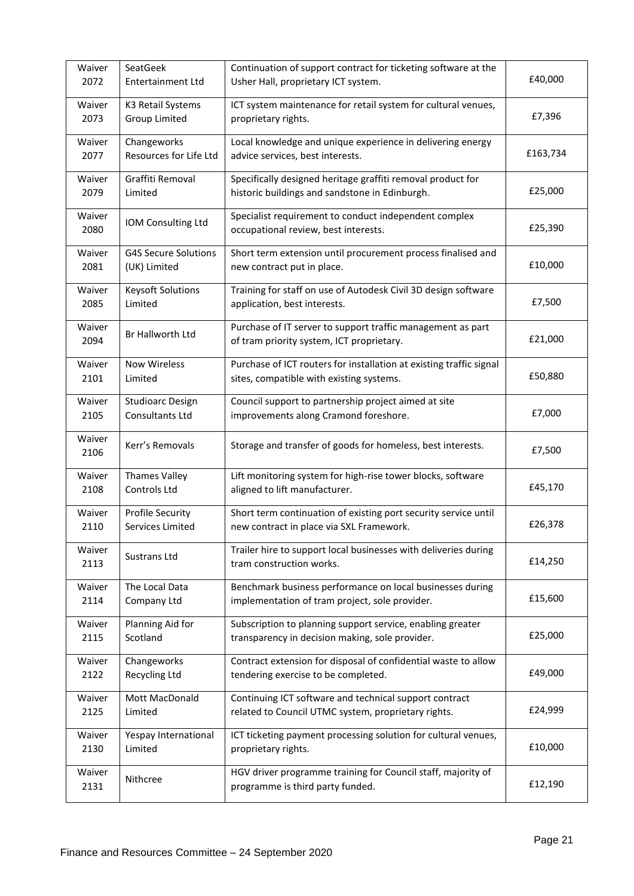| | | | |
|---|---|---|---|
| Waiver 2072 | SeatGeek Entertainment Ltd | Continuation of support contract for ticketing software at the Usher Hall, proprietary ICT system. | £40,000 |
| Waiver 2073 | K3 Retail Systems Group Limited | ICT system maintenance for retail system for cultural venues, proprietary rights. | £7,396 |
| Waiver 2077 | Changeworks Resources for Life Ltd | Local knowledge and unique experience in delivering energy advice services, best interests. | £163,734 |
| Waiver 2079 | Graffiti Removal Limited | Specifically designed heritage graffiti removal product for historic buildings and sandstone in Edinburgh. | £25,000 |
| Waiver 2080 | IOM Consulting Ltd | Specialist requirement to conduct independent complex occupational review, best interests. | £25,390 |
| Waiver 2081 | G4S Secure Solutions (UK) Limited | Short term extension until procurement process finalised and new contract put in place. | £10,000 |
| Waiver 2085 | Keysoft Solutions Limited | Training for staff on use of Autodesk Civil 3D design software application, best interests. | £7,500 |
| Waiver 2094 | Br Hallworth Ltd | Purchase of IT server to support traffic management as part of tram priority system, ICT proprietary. | £21,000 |
| Waiver 2101 | Now Wireless Limited | Purchase of ICT routers for installation at existing traffic signal sites, compatible with existing systems. | £50,880 |
| Waiver 2105 | Studioarc Design Consultants Ltd | Council support to partnership project aimed at site improvements along Cramond foreshore. | £7,000 |
| Waiver 2106 | Kerr's Removals | Storage and transfer of goods for homeless, best interests. | £7,500 |
| Waiver 2108 | Thames Valley Controls Ltd | Lift monitoring system for high-rise tower blocks, software aligned to lift manufacturer. | £45,170 |
| Waiver 2110 | Profile Security Services Limited | Short term continuation of existing port security service until new contract in place via SXL Framework. | £26,378 |
| Waiver 2113 | Sustrans Ltd | Trailer hire to support local businesses with deliveries during tram construction works. | £14,250 |
| Waiver 2114 | The Local Data Company Ltd | Benchmark business performance on local businesses during implementation of tram project, sole provider. | £15,600 |
| Waiver 2115 | Planning Aid for Scotland | Subscription to planning support service, enabling greater transparency in decision making, sole provider. | £25,000 |
| Waiver 2122 | Changeworks Recycling Ltd | Contract extension for disposal of confidential waste to allow tendering exercise to be completed. | £49,000 |
| Waiver 2125 | Mott MacDonald Limited | Continuing ICT software and technical support contract related to Council UTMC system, proprietary rights. | £24,999 |
| Waiver 2130 | Yespay International Limited | ICT ticketing payment processing solution for cultural venues, proprietary rights. | £10,000 |
| Waiver 2131 | Nithcree | HGV driver programme training for Council staff, majority of programme is third party funded. | £12,190 |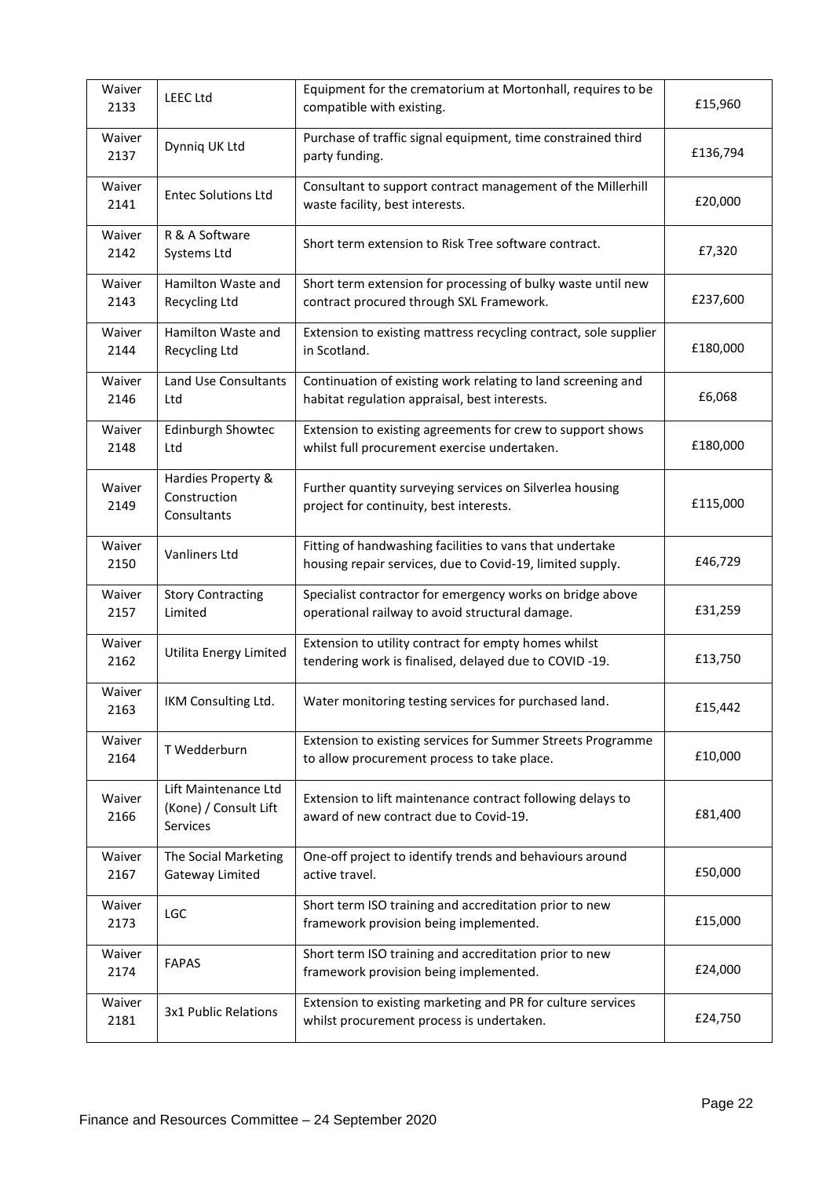| Waiver 2133 | LEEC Ltd | Equipment for the crematorium at Mortonhall, requires to be compatible with existing. | £15,960 |
|---|---|---|---|
| Waiver 2137 | Dynniq UK Ltd | Purchase of traffic signal equipment, time constrained third party funding. | £136,794 |
| Waiver 2141 | Entec Solutions Ltd | Consultant to support contract management of the Millerhill waste facility, best interests. | £20,000 |
| Waiver 2142 | R & A Software Systems Ltd | Short term extension to Risk Tree software contract. | £7,320 |
| Waiver 2143 | Hamilton Waste and Recycling Ltd | Short term extension for processing of bulky waste until new contract procured through SXL Framework. | £237,600 |
| Waiver 2144 | Hamilton Waste and Recycling Ltd | Extension to existing mattress recycling contract, sole supplier in Scotland. | £180,000 |
| Waiver 2146 | Land Use Consultants Ltd | Continuation of existing work relating to land screening and habitat regulation appraisal, best interests. | £6,068 |
| Waiver 2148 | Edinburgh Showtec Ltd | Extension to existing agreements for crew to support shows whilst full procurement exercise undertaken. | £180,000 |
| Waiver 2149 | Hardies Property & Construction Consultants | Further quantity surveying services on Silverlea housing project for continuity, best interests. | £115,000 |
| Waiver 2150 | Vanliners Ltd | Fitting of handwashing facilities to vans that undertake housing repair services, due to Covid-19, limited supply. | £46,729 |
| Waiver 2157 | Story Contracting Limited | Specialist contractor for emergency works on bridge above operational railway to avoid structural damage. | £31,259 |
| Waiver 2162 | Utilita Energy Limited | Extension to utility contract for empty homes whilst tendering work is finalised, delayed due to COVID -19. | £13,750 |
| Waiver 2163 | IKM Consulting Ltd. | Water monitoring testing services for purchased land. | £15,442 |
| Waiver 2164 | T Wedderburn | Extension to existing services for Summer Streets Programme to allow procurement process to take place. | £10,000 |
| Waiver 2166 | Lift Maintenance Ltd (Kone) / Consult Lift Services | Extension to lift maintenance contract following delays to award of new contract due to Covid-19. | £81,400 |
| Waiver 2167 | The Social Marketing Gateway Limited | One-off project to identify trends and behaviours around active travel. | £50,000 |
| Waiver 2173 | LGC | Short term ISO training and accreditation prior to new framework provision being implemented. | £15,000 |
| Waiver 2174 | FAPAS | Short term ISO training and accreditation prior to new framework provision being implemented. | £24,000 |
| Waiver 2181 | 3x1 Public Relations | Extension to existing marketing and PR for culture services whilst procurement process is undertaken. | £24,750 |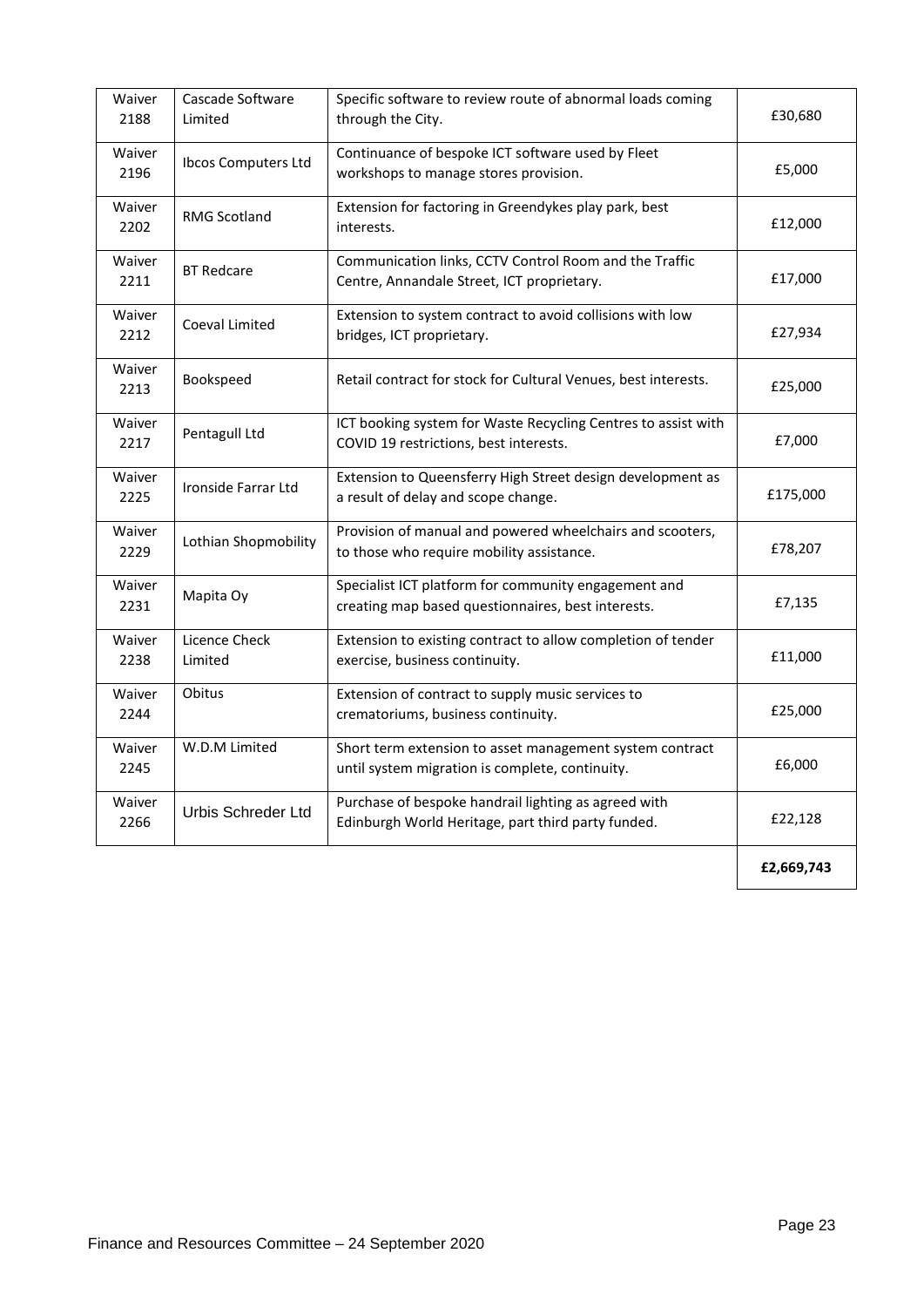| | | | |
|---|---|---|---|
| Waiver 2188 | Cascade Software Limited | Specific software to review route of abnormal loads coming through the City. | £30,680 |
| Waiver 2196 | Ibcos Computers Ltd | Continuance of bespoke ICT software used by Fleet workshops to manage stores provision. | £5,000 |
| Waiver 2202 | RMG Scotland | Extension for factoring in Greendykes play park, best interests. | £12,000 |
| Waiver 2211 | BT Redcare | Communication links, CCTV Control Room and the Traffic Centre, Annandale Street, ICT proprietary. | £17,000 |
| Waiver 2212 | Coeval Limited | Extension to system contract to avoid collisions with low bridges, ICT proprietary. | £27,934 |
| Waiver 2213 | Bookspeed | Retail contract for stock for Cultural Venues, best interests. | £25,000 |
| Waiver 2217 | Pentagull Ltd | ICT booking system for Waste Recycling Centres to assist with COVID 19 restrictions, best interests. | £7,000 |
| Waiver 2225 | Ironside Farrar Ltd | Extension to Queensferry High Street design development as a result of delay and scope change. | £175,000 |
| Waiver 2229 | Lothian Shopmobility | Provision of manual and powered wheelchairs and scooters, to those who require mobility assistance. | £78,207 |
| Waiver 2231 | Mapita Oy | Specialist ICT platform for community engagement and creating map based questionnaires, best interests. | £7,135 |
| Waiver 2238 | Licence Check Limited | Extension to existing contract to allow completion of tender exercise, business continuity. | £11,000 |
| Waiver 2244 | Obitus | Extension of contract to supply music services to crematoriums, business continuity. | £25,000 |
| Waiver 2245 | W.D.M Limited | Short term extension to asset management system contract until system migration is complete, continuity. | £6,000 |
| Waiver 2266 | Urbis Schreder Ltd | Purchase of bespoke handrail lighting as agreed with Edinburgh World Heritage, part third party funded. | £22,128 |
| | | | **£2,669,743** |

Finance and Resources Committee – 24 September 2020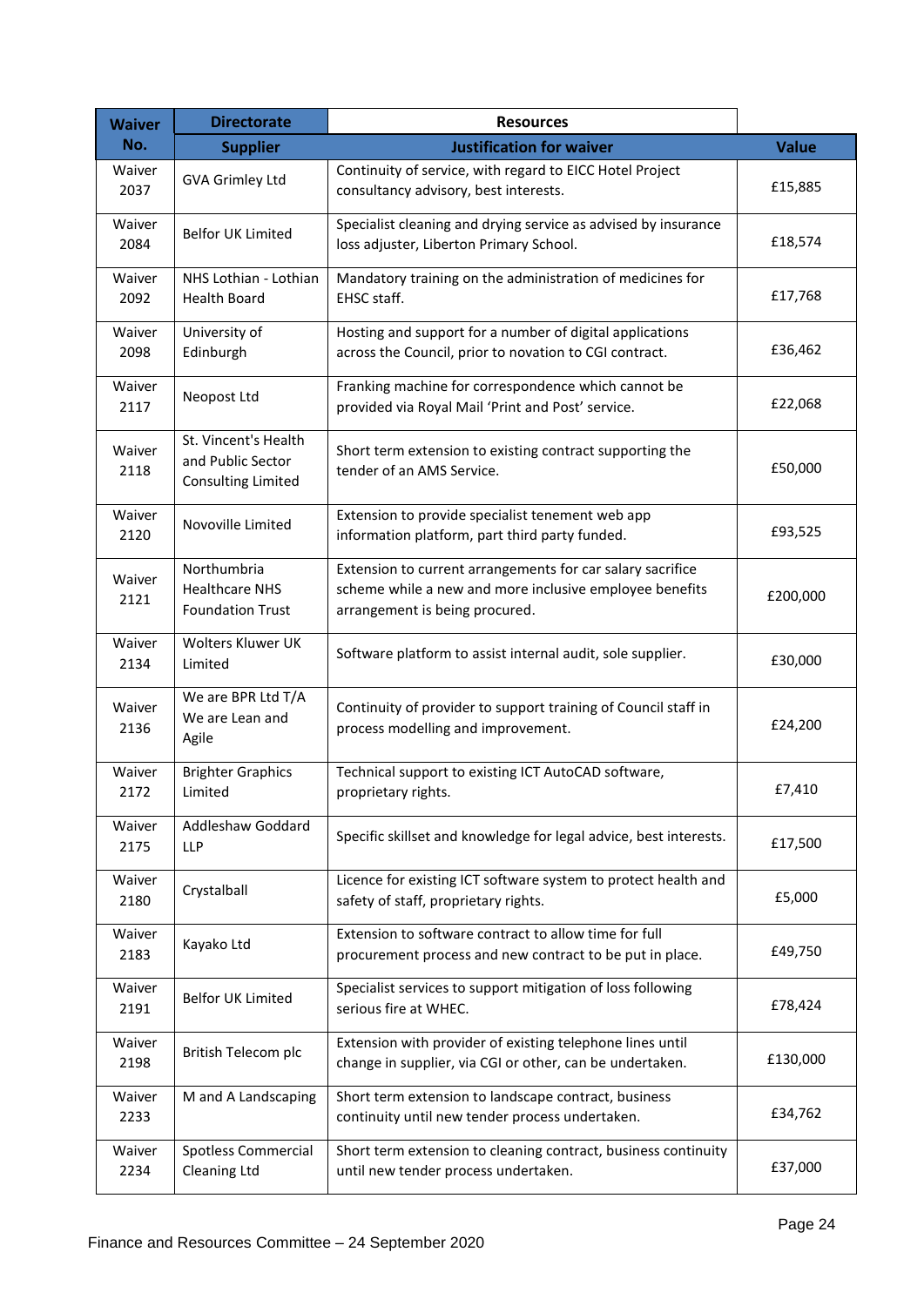| Waiver No. | Directorate | Resources | |
|---|---|---|---|
| | Supplier | Justification for waiver | Value |
| Waiver 2037 | GVA Grimley Ltd | Continuity of service, with regard to EICC Hotel Project consultancy advisory, best interests. | £15,885 |
| Waiver 2084 | Belfor UK Limited | Specialist cleaning and drying service as advised by insurance loss adjuster, Liberton Primary School. | £18,574 |
| Waiver 2092 | NHS Lothian - Lothian Health Board | Mandatory training on the administration of medicines for EHSC staff. | £17,768 |
| Waiver 2098 | University of Edinburgh | Hosting and support for a number of digital applications across the Council, prior to novation to CGI contract. | £36,462 |
| Waiver 2117 | Neopost Ltd | Franking machine for correspondence which cannot be provided via Royal Mail 'Print and Post' service. | £22,068 |
| Waiver 2118 | St. Vincent's Health and Public Sector Consulting Limited | Short term extension to existing contract supporting the tender of an AMS Service. | £50,000 |
| Waiver 2120 | Novoville Limited | Extension to provide specialist tenement web app information platform, part third party funded. | £93,525 |
| Waiver 2121 | Northumbria Healthcare NHS Foundation Trust | Extension to current arrangements for car salary sacrifice scheme while a new and more inclusive employee benefits arrangement is being procured. | £200,000 |
| Waiver 2134 | Wolters Kluwer UK Limited | Software platform to assist internal audit, sole supplier. | £30,000 |
| Waiver 2136 | We are BPR Ltd T/A We are Lean and Agile | Continuity of provider to support training of Council staff in process modelling and improvement. | £24,200 |
| Waiver 2172 | Brighter Graphics Limited | Technical support to existing ICT AutoCAD software, proprietary rights. | £7,410 |
| Waiver 2175 | Addleshaw Goddard LLP | Specific skillset and knowledge for legal advice, best interests. | £17,500 |
| Waiver 2180 | Crystalball | Licence for existing ICT software system to protect health and safety of staff, proprietary rights. | £5,000 |
| Waiver 2183 | Kayako Ltd | Extension to software contract to allow time for full procurement process and new contract to be put in place. | £49,750 |
| Waiver 2191 | Belfor UK Limited | Specialist services to support mitigation of loss following serious fire at WHEC. | £78,424 |
| Waiver 2198 | British Telecom plc | Extension with provider of existing telephone lines until change in supplier, via CGI or other, can be undertaken. | £130,000 |
| Waiver 2233 | M and A Landscaping | Short term extension to landscape contract, business continuity until new tender process undertaken. | £34,762 |
| Waiver 2234 | Spotless Commercial Cleaning Ltd | Short term extension to cleaning contract, business continuity until new tender process undertaken. | £37,000 |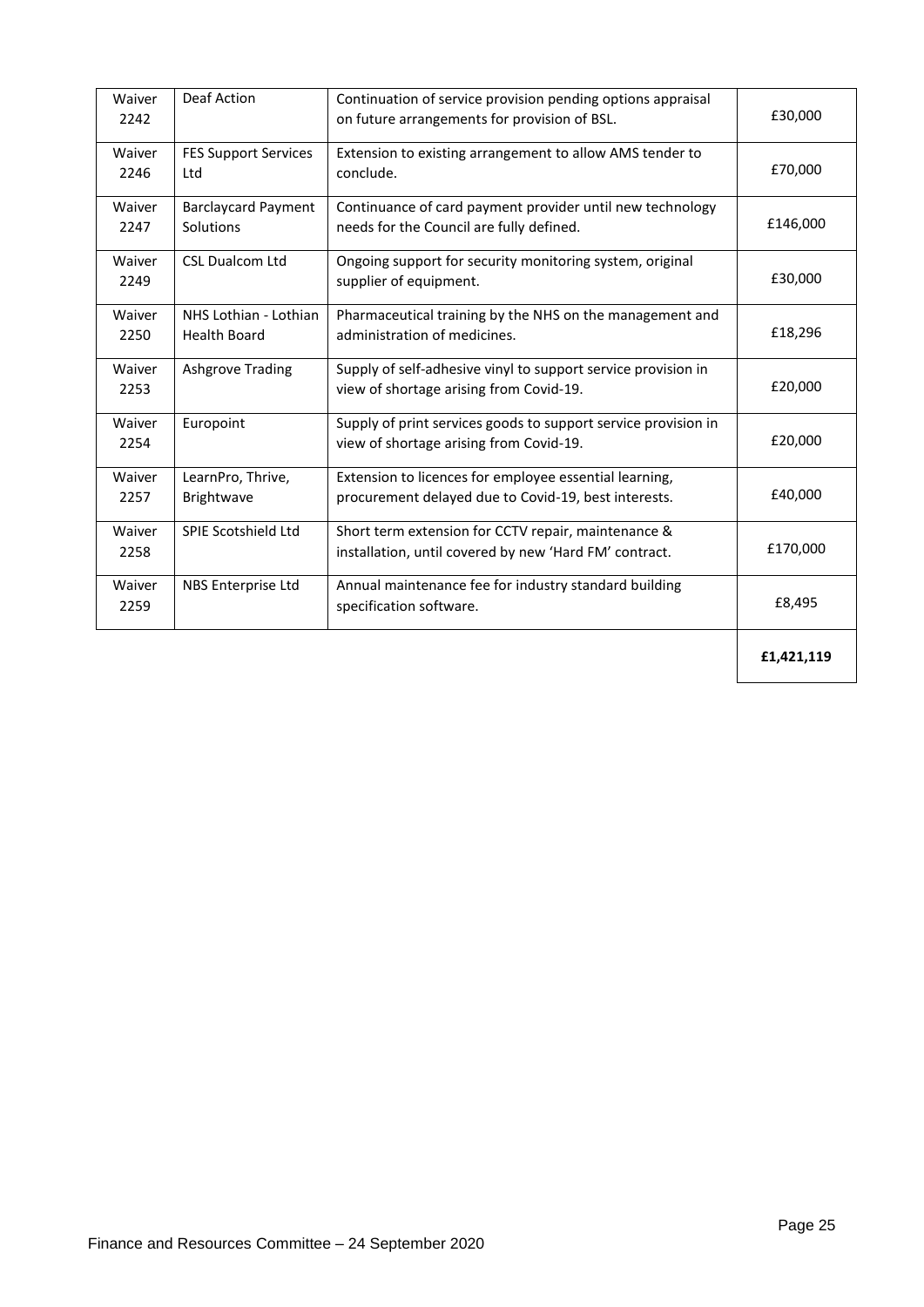| | | | |
|---|---|---|---|
| Waiver 2242 | Deaf Action | Continuation of service provision pending options appraisal on future arrangements for provision of BSL. | £30,000 |
| Waiver 2246 | FES Support Services Ltd | Extension to existing arrangement to allow AMS tender to conclude. | £70,000 |
| Waiver 2247 | Barclaycard Payment Solutions | Continuance of card payment provider until new technology needs for the Council are fully defined. | £146,000 |
| Waiver 2249 | CSL Dualcom Ltd | Ongoing support for security monitoring system, original supplier of equipment. | £30,000 |
| Waiver 2250 | NHS Lothian - Lothian Health Board | Pharmaceutical training by the NHS on the management and administration of medicines. | £18,296 |
| Waiver 2253 | Ashgrove Trading | Supply of self-adhesive vinyl to support service provision in view of shortage arising from Covid-19. | £20,000 |
| Waiver 2254 | Europoint | Supply of print services goods to support service provision in view of shortage arising from Covid-19. | £20,000 |
| Waiver 2257 | LearnPro, Thrive, Brightwave | Extension to licences for employee essential learning, procurement delayed due to Covid-19, best interests. | £40,000 |
| Waiver 2258 | SPIE Scotshield Ltd | Short term extension for CCTV repair, maintenance & installation, until covered by new 'Hard FM' contract. | £170,000 |
| Waiver 2259 | NBS Enterprise Ltd | Annual maintenance fee for industry standard building specification software. | £8,495 |
| | | | **£1,421,119** |

Finance and Resources Committee – 24 September 2020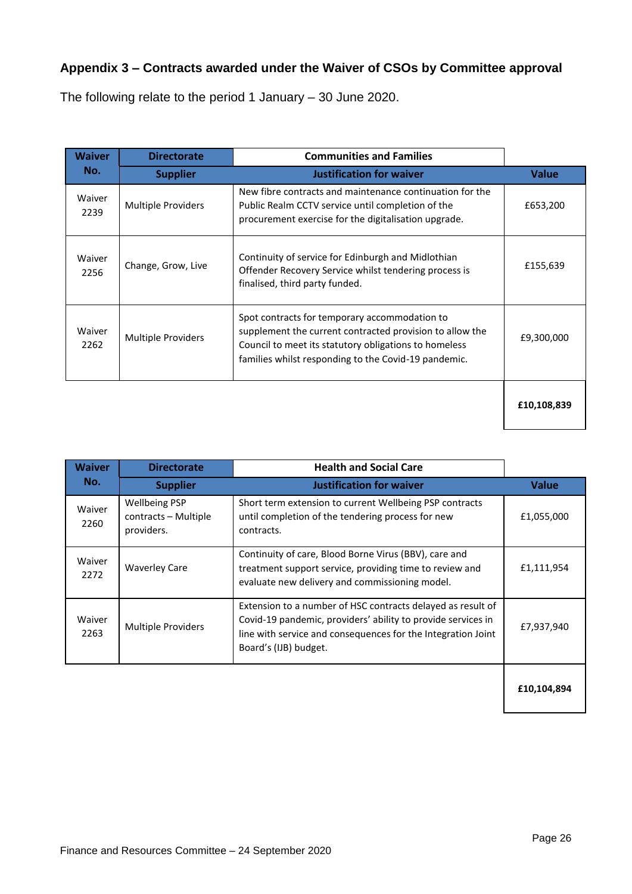## Appendix 3 – Contracts awarded under the Waiver of CSOs by Committee approval

The following relate to the period 1 January – 30 June 2020.

| Waiver No. | Directorate | Communities and Families | |
|---|---|---|---|
| | **Supplier** | **Justification for waiver** | **Value** |
| Waiver 2239 | Multiple Providers | New fibre contracts and maintenance continuation for the Public Realm CCTV service until completion of the procurement exercise for the digitalisation upgrade. | £653,200 |
| Waiver 2256 | Change, Grow, Live | Continuity of service for Edinburgh and Midlothian Offender Recovery Service whilst tendering process is finalised, third party funded. | £155,639 |
| Waiver 2262 | Multiple Providers | Spot contracts for temporary accommodation to supplement the current contracted provision to allow the Council to meet its statutory obligations to homeless families whilst responding to the Covid-19 pandemic. | £9,300,000 |
| | | | **£10,108,839** |

| Waiver No. | Directorate | Health and Social Care | |
|---|---|---|---|
| | **Supplier** | **Justification for waiver** | **Value** |
| Waiver 2260 | Wellbeing PSP contracts – Multiple providers. | Short term extension to current Wellbeing PSP contracts until completion of the tendering process for new contracts. | £1,055,000 |
| Waiver 2272 | Waverley Care | Continuity of care, Blood Borne Virus (BBV), care and treatment support service, providing time to review and evaluate new delivery and commissioning model. | £1,111,954 |
| Waiver 2263 | Multiple Providers | Extension to a number of HSC contracts delayed as result of Covid-19 pandemic, providers' ability to provide services in line with service and consequences for the Integration Joint Board's (IJB) budget. | £7,937,940 |
| | | | **£10,104,894** |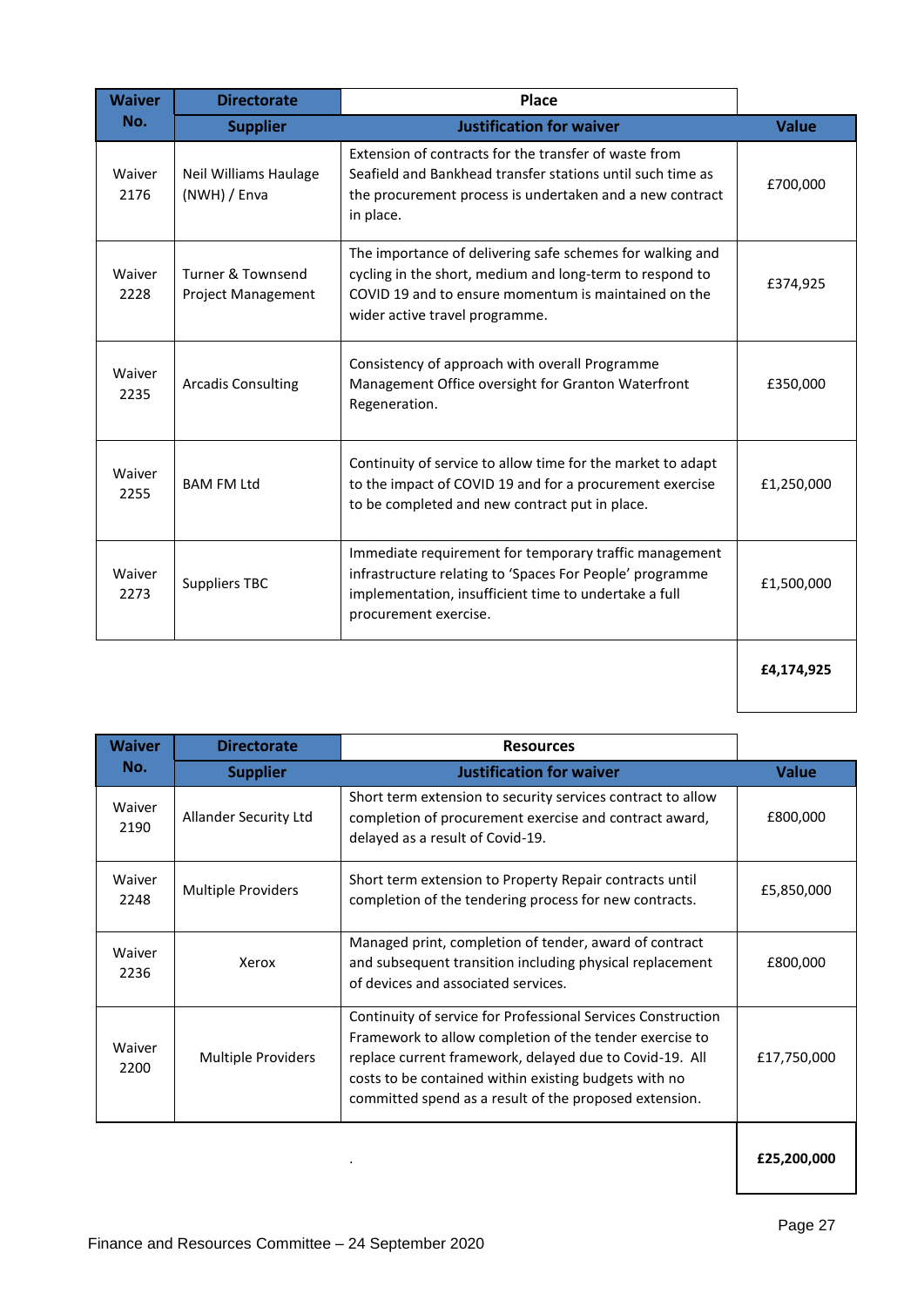| Waiver No. | Directorate | Place | |
|---|---|---|---|
| | **Supplier** | **Justification for waiver** | **Value** |
| Waiver 2176 | Neil Williams Haulage (NWH) / Enva | Extension of contracts for the transfer of waste from Seafield and Bankhead transfer stations until such time as the procurement process is undertaken and a new contract in place. | £700,000 |
| Waiver 2228 | Turner & Townsend Project Management | The importance of delivering safe schemes for walking and cycling in the short, medium and long-term to respond to COVID 19 and to ensure momentum is maintained on the wider active travel programme. | £374,925 |
| Waiver 2235 | Arcadis Consulting | Consistency of approach with overall Programme Management Office oversight for Granton Waterfront Regeneration. | £350,000 |
| Waiver 2255 | BAM FM Ltd | Continuity of service to allow time for the market to adapt to the impact of COVID 19 and for a procurement exercise to be completed and new contract put in place. | £1,250,000 |
| Waiver 2273 | Suppliers TBC | Immediate requirement for temporary traffic management infrastructure relating to 'Spaces For People' programme implementation, insufficient time to undertake a full procurement exercise. | £1,500,000 |
| | | | **£4,174,925** |

| Waiver No. | Directorate | Resources | |
|---|---|---|---|
| | **Supplier** | **Justification for waiver** | **Value** |
| Waiver 2190 | Allander Security Ltd | Short term extension to security services contract to allow completion of procurement exercise and contract award, delayed as a result of Covid-19. | £800,000 |
| Waiver 2248 | Multiple Providers | Short term extension to Property Repair contracts until completion of the tendering process for new contracts. | £5,850,000 |
| Waiver 2236 | Xerox | Managed print, completion of tender, award of contract and subsequent transition including physical replacement of devices and associated services. | £800,000 |
| Waiver 2200 | Multiple Providers | Continuity of service for Professional Services Construction Framework to allow completion of the tender exercise to replace current framework, delayed due to Covid-19. All costs to be contained within existing budgets with no committed spend as a result of the proposed extension. | £17,750,000 |
| | | . | **£25,200,000** |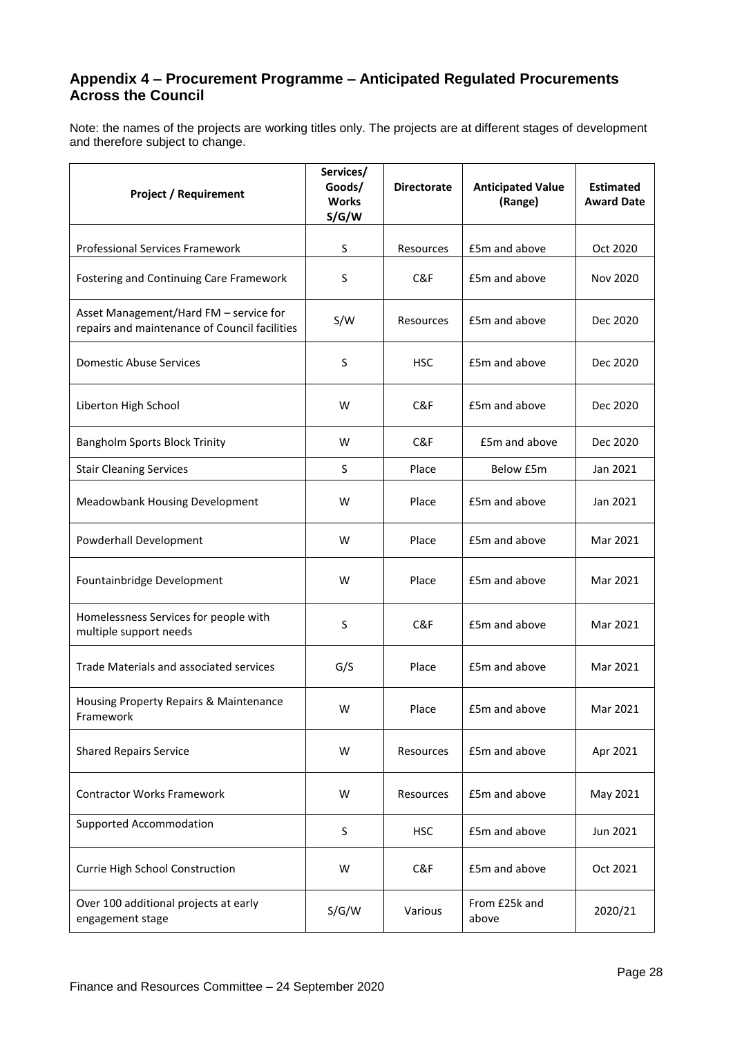## Appendix 4 – Procurement Programme – Anticipated Regulated Procurements Across the Council

Note: the names of the projects are working titles only. The projects are at different stages of development and therefore subject to change.

| Project / Requirement | Services/ Goods/ Works S/G/W | Directorate | Anticipated Value (Range) | Estimated Award Date |
|---|---|---|---|---|
| Professional Services Framework | S | Resources | £5m and above | Oct 2020 |
| Fostering and Continuing Care Framework | S | C&F | £5m and above | Nov 2020 |
| Asset Management/Hard FM – service for repairs and maintenance of Council facilities | S/W | Resources | £5m and above | Dec 2020 |
| Domestic Abuse Services | S | HSC | £5m and above | Dec 2020 |
| Liberton High School | W | C&F | £5m and above | Dec 2020 |
| Bangholm Sports Block Trinity | W | C&F | £5m and above | Dec 2020 |
| Stair Cleaning Services | S | Place | Below £5m | Jan 2021 |
| Meadowbank Housing Development | W | Place | £5m and above | Jan 2021 |
| Powderhall Development | W | Place | £5m and above | Mar 2021 |
| Fountainbridge Development | W | Place | £5m and above | Mar 2021 |
| Homelessness Services for people with multiple support needs | S | C&F | £5m and above | Mar 2021 |
| Trade Materials and associated services | G/S | Place | £5m and above | Mar 2021 |
| Housing Property Repairs & Maintenance Framework | W | Place | £5m and above | Mar 2021 |
| Shared Repairs Service | W | Resources | £5m and above | Apr 2021 |
| Contractor Works Framework | W | Resources | £5m and above | May 2021 |
| Supported Accommodation | S | HSC | £5m and above | Jun 2021 |
| Currie High School Construction | W | C&F | £5m and above | Oct 2021 |
| Over 100 additional projects at early engagement stage | S/G/W | Various | From £25k and above | 2020/21 |

Finance and Resources Committee – 24 September 2020